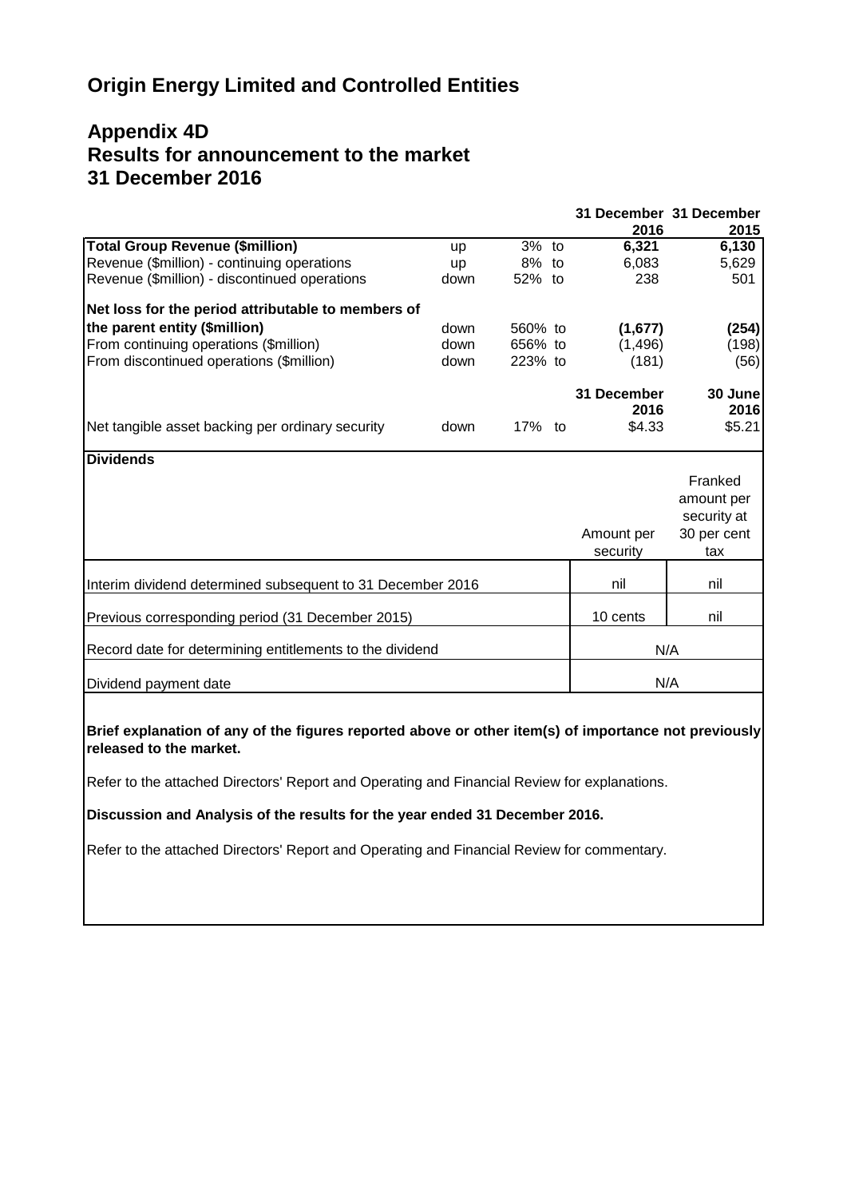# Origin Energy Limited and Controlled Entities

## Appendix 4D
## Results for announcement to the market
## 31 December 2016

| | | | | 31 December 2016 | 31 December 2015 |
|---|---|---|---|---|---|
| **Total Group Revenue ($million)** | up | 3% | to | **6,321** | **6,130** |
| Revenue ($million) - continuing operations | up | 8% | to | 6,083 | 5,629 |
| Revenue ($million) - discontinued operations | down | 52% | to | 238 | 501 |
| | | | | | |
| **Net loss for the period attributable to members of the parent entity ($million)** | down | 560% | to | **(1,677)** | **(254)** |
| From continuing operations ($million) | down | 656% | to | (1,496) | (198) |
| From discontinued operations ($million) | down | 223% | to | (181) | (56) |
| | | | | **31 December 2016** | **30 June 2016** |
| Net tangible asset backing per ordinary security | down | 17% | to | $4.33 | $5.21 |

**Dividends**

| | Amount per security | Franked amount per security at 30 per cent tax |
|---|---|---|
| Interim dividend determined subsequent to 31 December 2016 | nil | nil |
| Previous corresponding period (31 December 2015) | 10 cents | nil |
| Record date for determining entitlements to the dividend | N/A | |
| Dividend payment date | N/A | |

**Brief explanation of any of the figures reported above or other item(s) of importance not previously released to the market.**

Refer to the attached Directors' Report and Operating and Financial Review for explanations.

**Discussion and Analysis of the results for the year ended 31 December 2016.**

Refer to the attached Directors' Report and Operating and Financial Review for commentary.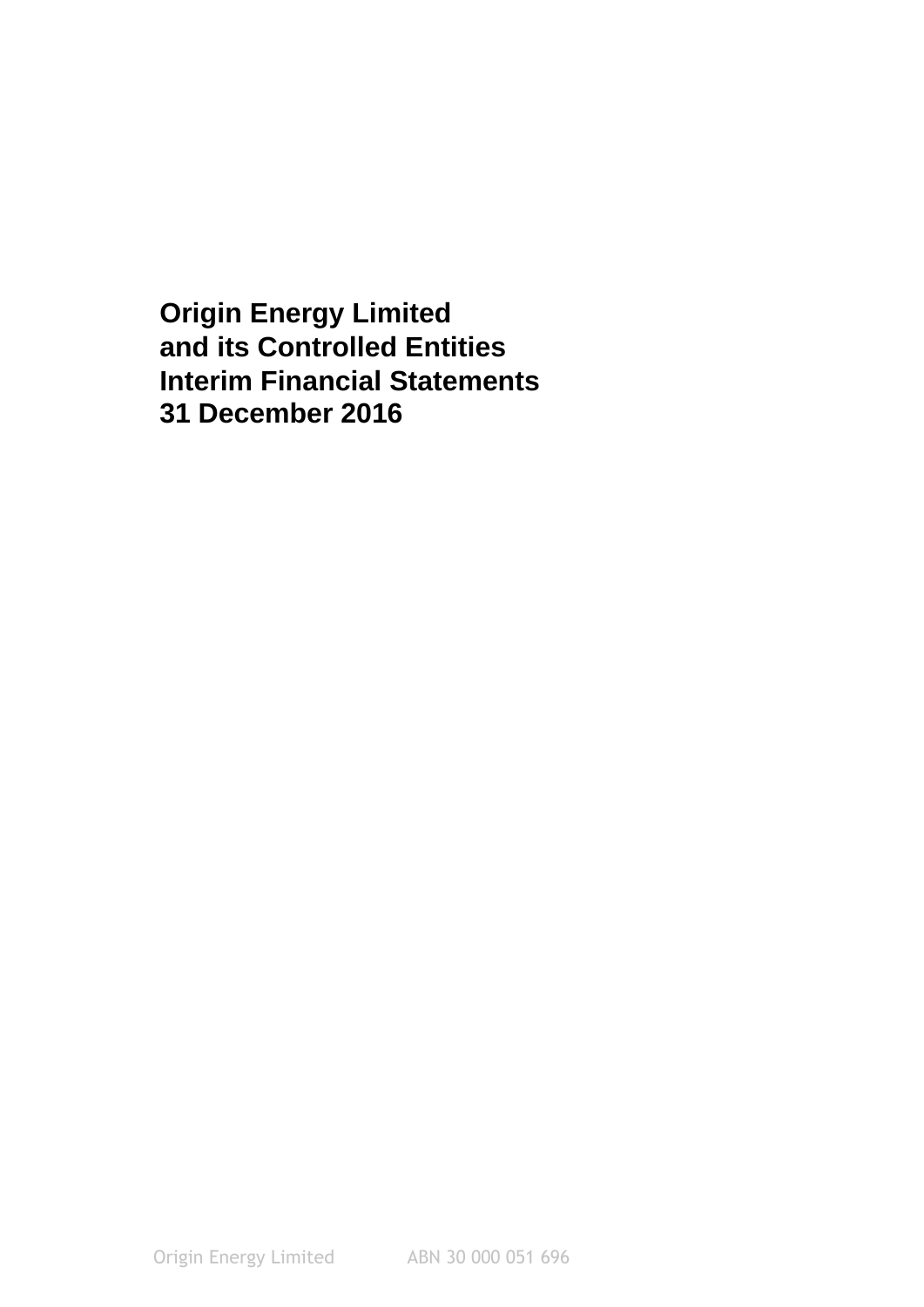# Origin Energy Limited
# and its Controlled Entities
# Interim Financial Statements
# 31 December 2016

Origin Energy Limited ABN 30 000 051 696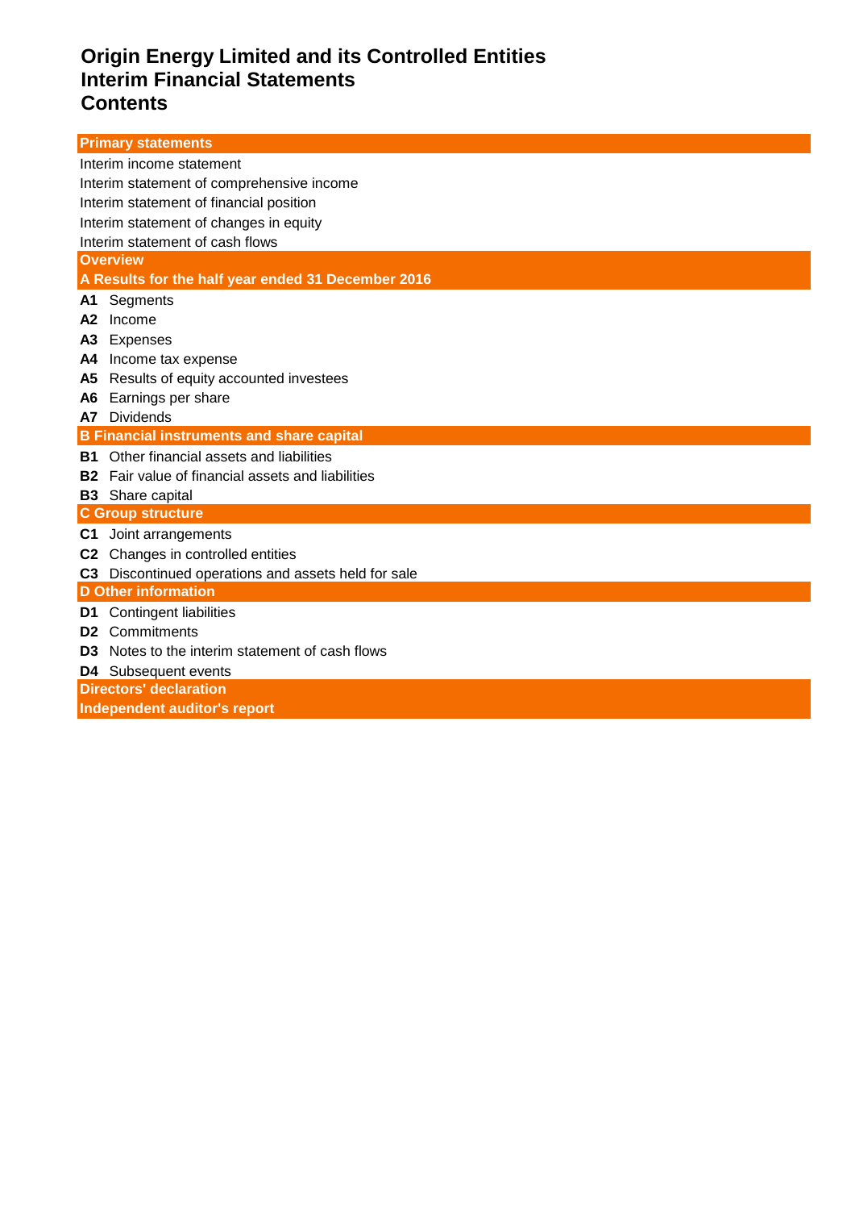# Origin Energy Limited and its Controlled Entities
# Interim Financial Statements
# Contents

**Primary statements**

Interim income statement

Interim statement of comprehensive income

Interim statement of financial position

Interim statement of changes in equity

Interim statement of cash flows

**Overview**

**A Results for the half year ended 31 December 2016**

**A1** Segments

**A2** Income

**A3** Expenses

**A4** Income tax expense

**A5** Results of equity accounted investees

**A6** Earnings per share

**A7** Dividends

**B Financial instruments and share capital**

**B1** Other financial assets and liabilities

**B2** Fair value of financial assets and liabilities

**B3** Share capital

**C Group structure**

**C1** Joint arrangements

**C2** Changes in controlled entities

**C3** Discontinued operations and assets held for sale

**D Other information**

**D1** Contingent liabilities

**D2** Commitments

**D3** Notes to the interim statement of cash flows

**D4** Subsequent events

**Directors' declaration**

**Independent auditor's report**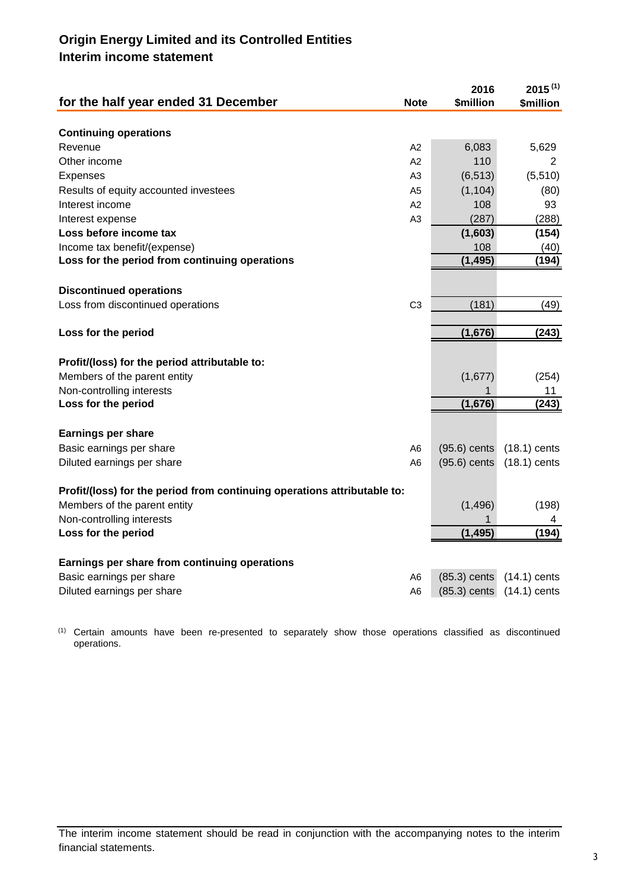## Origin Energy Limited and its Controlled Entities
## Interim income statement

| for the half year ended 31 December | Note | 2016 $million | 2015 [(1)] $million |
|---|---|---|---|
| **Continuing operations** | | | |
| Revenue | A2 | 6,083 | 5,629 |
| Other income | A2 | 110 | 2 |
| Expenses | A3 | (6,513) | (5,510) |
| Results of equity accounted investees | A5 | (1,104) | (80) |
| Interest income | A2 | 108 | 93 |
| Interest expense | A3 | (287) | (288) |
| **Loss before income tax** | | **(1,603)** | **(154)** |
| Income tax benefit/(expense) | | 108 | (40) |
| **Loss for the period from continuing operations** | | **(1,495)** | **(194)** |
| | | | |
| **Discontinued operations** | | | |
| Loss from discontinued operations | C3 | (181) | (49) |
| | | | |
| **Loss for the period** | | **(1,676)** | **(243)** |
| | | | |
| **Profit/(loss) for the period attributable to:** | | | |
| Members of the parent entity | | (1,677) | (254) |
| Non-controlling interests | | 1 | 11 |
| **Loss for the period** | | **(1,676)** | **(243)** |
| | | | |
| **Earnings per share** | | | |
| Basic earnings per share | A6 | (95.6) cents | (18.1) cents |
| Diluted earnings per share | A6 | (95.6) cents | (18.1) cents |
| | | | |
| **Profit/(loss) for the period from continuing operations attributable to:** | | | |
| Members of the parent entity | | (1,496) | (198) |
| Non-controlling interests | | 1 | 4 |
| **Loss for the period** | | **(1,495)** | **(194)** |
| | | | |
| **Earnings per share from continuing operations** | | | |
| Basic earnings per share | A6 | (85.3) cents | (14.1) cents |
| Diluted earnings per share | A6 | (85.3) cents | (14.1) cents |

(1) Certain amounts have been re-presented to separately show those operations classified as discontinued operations.

The interim income statement should be read in conjunction with the accompanying notes to the interim financial statements.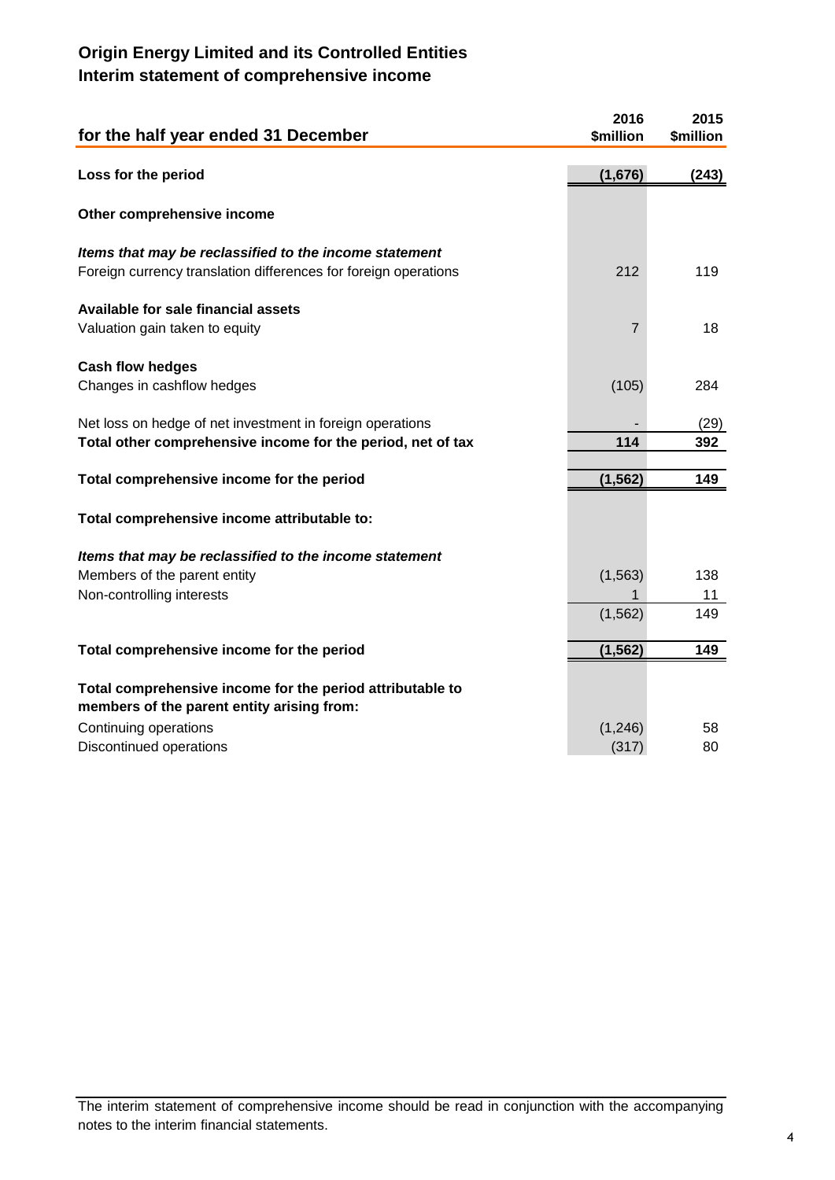## Origin Energy Limited and its Controlled Entities
## Interim statement of comprehensive income

| for the half year ended 31 December | 2016 $million | 2015 $million |
|---|---|---|
| **Loss for the period** | **(1,676)** | **(243)** |
| **Other comprehensive income** | | |
| ***Items that may be reclassified to the income statement*** | | |
| Foreign currency translation differences for foreign operations | 212 | 119 |
| **Available for sale financial assets** | | |
| Valuation gain taken to equity | 7 | 18 |
| **Cash flow hedges** | | |
| Changes in cashflow hedges | (105) | 284 |
| Net loss on hedge of net investment in foreign operations | - | (29) |
| **Total other comprehensive income for the period, net of tax** | **114** | **392** |
| **Total comprehensive income for the period** | **(1,562)** | **149** |
| **Total comprehensive income attributable to:** | | |
| ***Items that may be reclassified to the income statement*** | | |
| Members of the parent entity | (1,563) | 138 |
| Non-controlling interests | 1 | 11 |
| | (1,562) | 149 |
| **Total comprehensive income for the period** | **(1,562)** | **149** |
| **Total comprehensive income for the period attributable to members of the parent entity arising from:** | | |
| Continuing operations | (1,246) | 58 |
| Discontinued operations | (317) | 80 |

The interim statement of comprehensive income should be read in conjunction with the accompanying notes to the interim financial statements.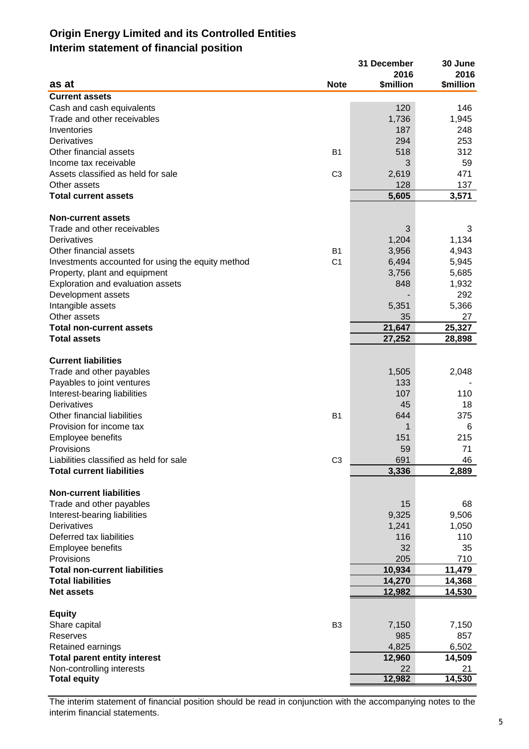# Origin Energy Limited and its Controlled Entities

## Interim statement of financial position

| as at | Note | 31 December 2016 $million | 30 June 2016 $million |
|---|---|---|---|
| **Current assets** | | | |
| Cash and cash equivalents | | 120 | 146 |
| Trade and other receivables | | 1,736 | 1,945 |
| Inventories | | 187 | 248 |
| Derivatives | | 294 | 253 |
| Other financial assets | B1 | 518 | 312 |
| Income tax receivable | | 3 | 59 |
| Assets classified as held for sale | C3 | 2,619 | 471 |
| Other assets | | 128 | 137 |
| **Total current assets** | | **5,605** | **3,571** |
| | | | |
| **Non-current assets** | | | |
| Trade and other receivables | | 3 | 3 |
| Derivatives | | 1,204 | 1,134 |
| Other financial assets | B1 | 3,956 | 4,943 |
| Investments accounted for using the equity method | C1 | 6,494 | 5,945 |
| Property, plant and equipment | | 3,756 | 5,685 |
| Exploration and evaluation assets | | 848 | 1,932 |
| Development assets | | - | 292 |
| Intangible assets | | 5,351 | 5,366 |
| Other assets | | 35 | 27 |
| **Total non-current assets** | | **21,647** | **25,327** |
| **Total assets** | | **27,252** | **28,898** |
| | | | |
| **Current liabilities** | | | |
| Trade and other payables | | 1,505 | 2,048 |
| Payables to joint ventures | | 133 | - |
| Interest-bearing liabilities | | 107 | 110 |
| Derivatives | | 45 | 18 |
| Other financial liabilities | B1 | 644 | 375 |
| Provision for income tax | | 1 | 6 |
| Employee benefits | | 151 | 215 |
| Provisions | | 59 | 71 |
| Liabilities classified as held for sale | C3 | 691 | 46 |
| **Total current liabilities** | | **3,336** | **2,889** |
| | | | |
| **Non-current liabilities** | | | |
| Trade and other payables | | 15 | 68 |
| Interest-bearing liabilities | | 9,325 | 9,506 |
| Derivatives | | 1,241 | 1,050 |
| Deferred tax liabilities | | 116 | 110 |
| Employee benefits | | 32 | 35 |
| Provisions | | 205 | 710 |
| **Total non-current liabilities** | | **10,934** | **11,479** |
| **Total liabilities** | | **14,270** | **14,368** |
| **Net assets** | | **12,982** | **14,530** |
| | | | |
| **Equity** | | | |
| Share capital | B3 | 7,150 | 7,150 |
| Reserves | | 985 | 857 |
| Retained earnings | | 4,825 | 6,502 |
| **Total parent entity interest** | | **12,960** | **14,509** |
| Non-controlling interests | | 22 | 21 |
| **Total equity** | | **12,982** | **14,530** |

The interim statement of financial position should be read in conjunction with the accompanying notes to the interim financial statements.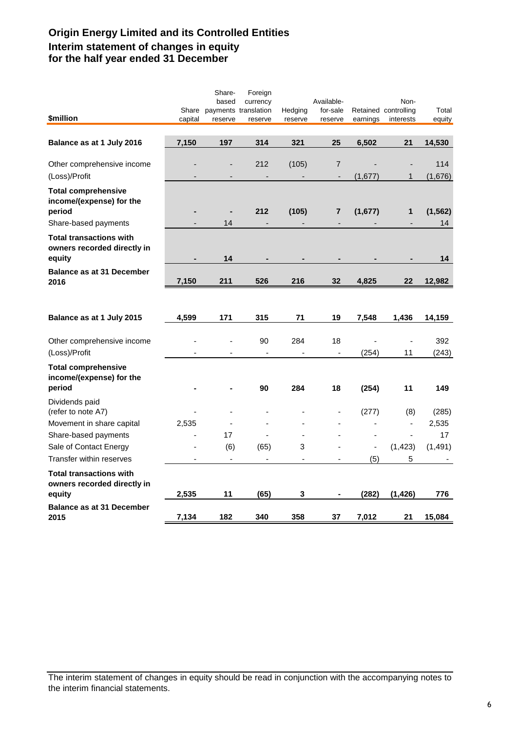# Origin Energy Limited and its Controlled Entities

## Interim statement of changes in equity for the half year ended 31 December

| $million | Share capital | Share-based payments reserve | Foreign currency translation reserve | Hedging reserve | Available-for-sale reserve | Retained earnings | Non-controlling interests | Total equity |
|---|---|---|---|---|---|---|---|---|
| **Balance as at 1 July 2016** | **7,150** | **197** | **314** | **321** | **25** | **6,502** | **21** | **14,530** |
| Other comprehensive income | - | - | 212 | (105) | 7 | - | - | 114 |
| (Loss)/Profit | - | - | - | - | - | (1,677) | 1 | (1,676) |
| **Total comprehensive income/(expense) for the period** | **-** | **-** | **212** | **(105)** | **7** | **(1,677)** | **1** | **(1,562)** |
| Share-based payments | - | 14 | - | - | - | - | - | 14 |
| **Total transactions with owners recorded directly in equity** | **-** | **14** | **-** | **-** | **-** | **-** | **-** | **14** |
| **Balance as at 31 December 2016** | **7,150** | **211** | **526** | **216** | **32** | **4,825** | **22** | **12,982** |
| | | | | | | | | |
| **Balance as at 1 July 2015** | **4,599** | **171** | **315** | **71** | **19** | **7,548** | **1,436** | **14,159** |
| Other comprehensive income | - | - | 90 | 284 | 18 | - | - | 392 |
| (Loss)/Profit | - | - | - | - | - | (254) | 11 | (243) |
| **Total comprehensive income/(expense) for the period** | **-** | **-** | **90** | **284** | **18** | **(254)** | **11** | **149** |
| Dividends paid (refer to note A7) | - | - | - | - | - | (277) | (8) | (285) |
| Movement in share capital | 2,535 | - | - | - | - | - | - | 2,535 |
| Share-based payments | - | 17 | - | - | - | - | - | 17 |
| Sale of Contact Energy | - | (6) | (65) | 3 | - | - | (1,423) | (1,491) |
| Transfer within reserves | - | - | - | - | - | (5) | 5 | - |
| **Total transactions with owners recorded directly in equity** | **2,535** | **11** | **(65)** | **3** | **-** | **(282)** | **(1,426)** | **776** |
| **Balance as at 31 December 2015** | **7,134** | **182** | **340** | **358** | **37** | **7,012** | **21** | **15,084** |

The interim statement of changes in equity should be read in conjunction with the accompanying notes to the interim financial statements.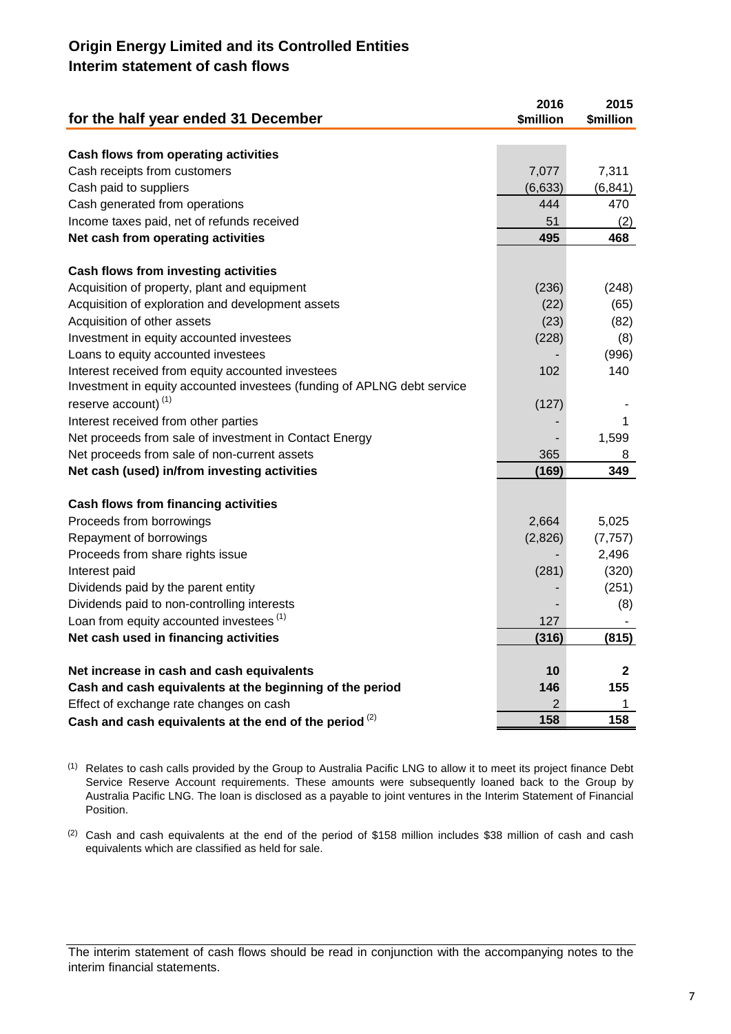## Origin Energy Limited and its Controlled Entities
## Interim statement of cash flows

| for the half year ended 31 December | 2016 $million | 2015 $million |
|---|---|---|
| **Cash flows from operating activities** | | |
| Cash receipts from customers | 7,077 | 7,311 |
| Cash paid to suppliers | (6,633) | (6,841) |
| Cash generated from operations | 444 | 470 |
| Income taxes paid, net of refunds received | 51 | (2) |
| **Net cash from operating activities** | **495** | **468** |
| **Cash flows from investing activities** | | |
| Acquisition of property, plant and equipment | (236) | (248) |
| Acquisition of exploration and development assets | (22) | (65) |
| Acquisition of other assets | (23) | (82) |
| Investment in equity accounted investees | (228) | (8) |
| Loans to equity accounted investees | - | (996) |
| Interest received from equity accounted investees | 102 | 140 |
| Investment in equity accounted investees (funding of APLNG debt service reserve account) [1] | (127) | - |
| Interest received from other parties | - | 1 |
| Net proceeds from sale of investment in Contact Energy | - | 1,599 |
| Net proceeds from sale of non-current assets | 365 | 8 |
| **Net cash (used) in/from investing activities** | **(169)** | **349** |
| **Cash flows from financing activities** | | |
| Proceeds from borrowings | 2,664 | 5,025 |
| Repayment of borrowings | (2,826) | (7,757) |
| Proceeds from share rights issue | - | 2,496 |
| Interest paid | (281) | (320) |
| Dividends paid by the parent entity | - | (251) |
| Dividends paid to non-controlling interests | - | (8) |
| Loan from equity accounted investees [1] | 127 | - |
| **Net cash used in financing activities** | **(316)** | **(815)** |
| **Net increase in cash and cash equivalents** | **10** | **2** |
| **Cash and cash equivalents at the beginning of the period** | **146** | **155** |
| Effect of exchange rate changes on cash | 2 | 1 |
| **Cash and cash equivalents at the end of the period** [2] | **158** | **158** |

(1) Relates to cash calls provided by the Group to Australia Pacific LNG to allow it to meet its project finance Debt Service Reserve Account requirements. These amounts were subsequently loaned back to the Group by Australia Pacific LNG. The loan is disclosed as a payable to joint ventures in the Interim Statement of Financial Position.

(2) Cash and cash equivalents at the end of the period of $158 million includes $38 million of cash and cash equivalents which are classified as held for sale.

The interim statement of cash flows should be read in conjunction with the accompanying notes to the interim financial statements.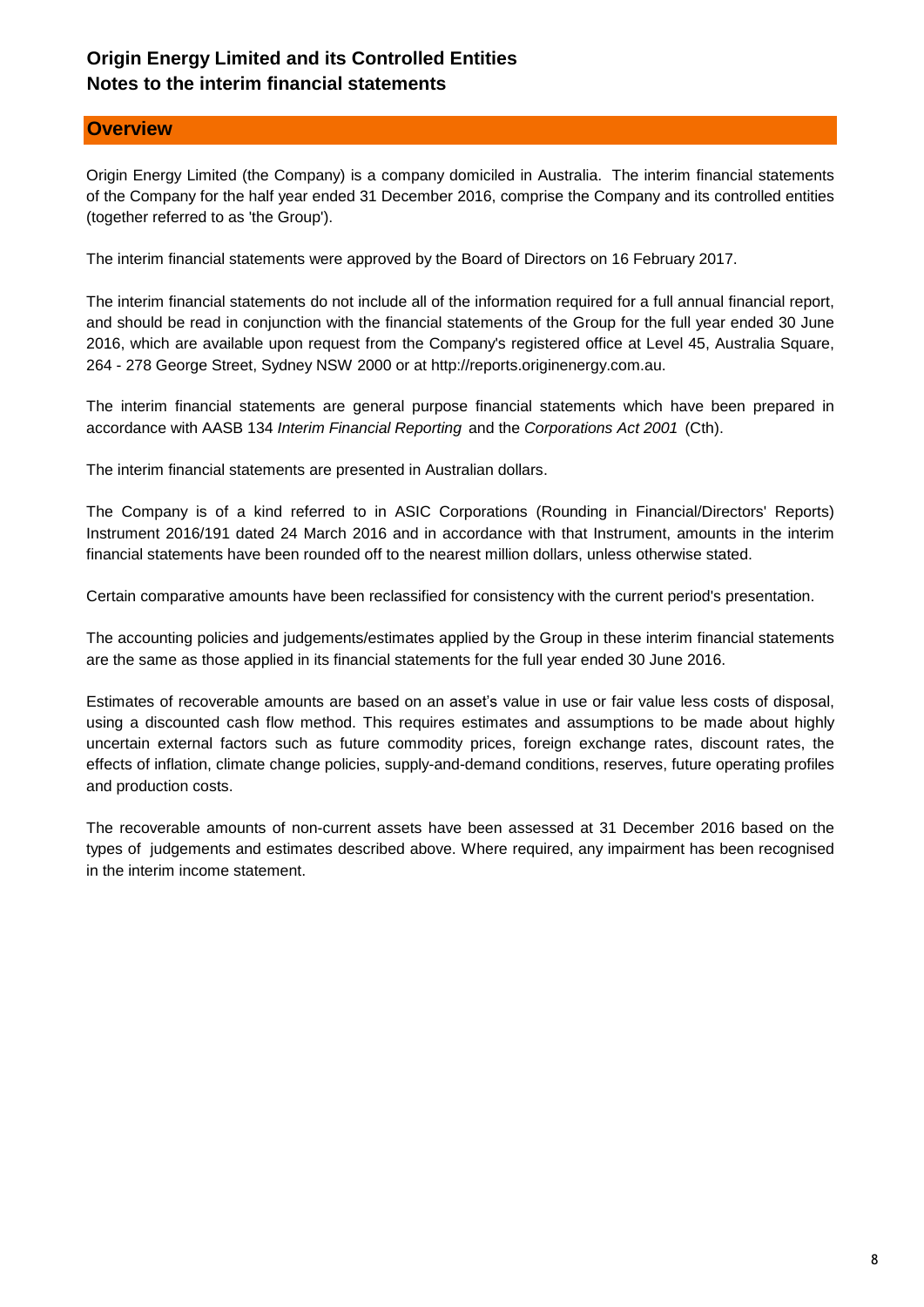# Origin Energy Limited and its Controlled Entities
# Notes to the interim financial statements

## Overview

Origin Energy Limited (the Company) is a company domiciled in Australia. The interim financial statements of the Company for the half year ended 31 December 2016, comprise the Company and its controlled entities (together referred to as 'the Group').

The interim financial statements were approved by the Board of Directors on 16 February 2017.

The interim financial statements do not include all of the information required for a full annual financial report, and should be read in conjunction with the financial statements of the Group for the full year ended 30 June 2016, which are available upon request from the Company's registered office at Level 45, Australia Square, 264 - 278 George Street, Sydney NSW 2000 or at http://reports.originenergy.com.au.

The interim financial statements are general purpose financial statements which have been prepared in accordance with AASB 134 *Interim Financial Reporting* and the *Corporations Act 2001* (Cth).

The interim financial statements are presented in Australian dollars.

The Company is of a kind referred to in ASIC Corporations (Rounding in Financial/Directors' Reports) Instrument 2016/191 dated 24 March 2016 and in accordance with that Instrument, amounts in the interim financial statements have been rounded off to the nearest million dollars, unless otherwise stated.

Certain comparative amounts have been reclassified for consistency with the current period's presentation.

The accounting policies and judgements/estimates applied by the Group in these interim financial statements are the same as those applied in its financial statements for the full year ended 30 June 2016.

Estimates of recoverable amounts are based on an asset's value in use or fair value less costs of disposal, using a discounted cash flow method. This requires estimates and assumptions to be made about highly uncertain external factors such as future commodity prices, foreign exchange rates, discount rates, the effects of inflation, climate change policies, supply-and-demand conditions, reserves, future operating profiles and production costs.

The recoverable amounts of non-current assets have been assessed at 31 December 2016 based on the types of judgements and estimates described above. Where required, any impairment has been recognised in the interim income statement.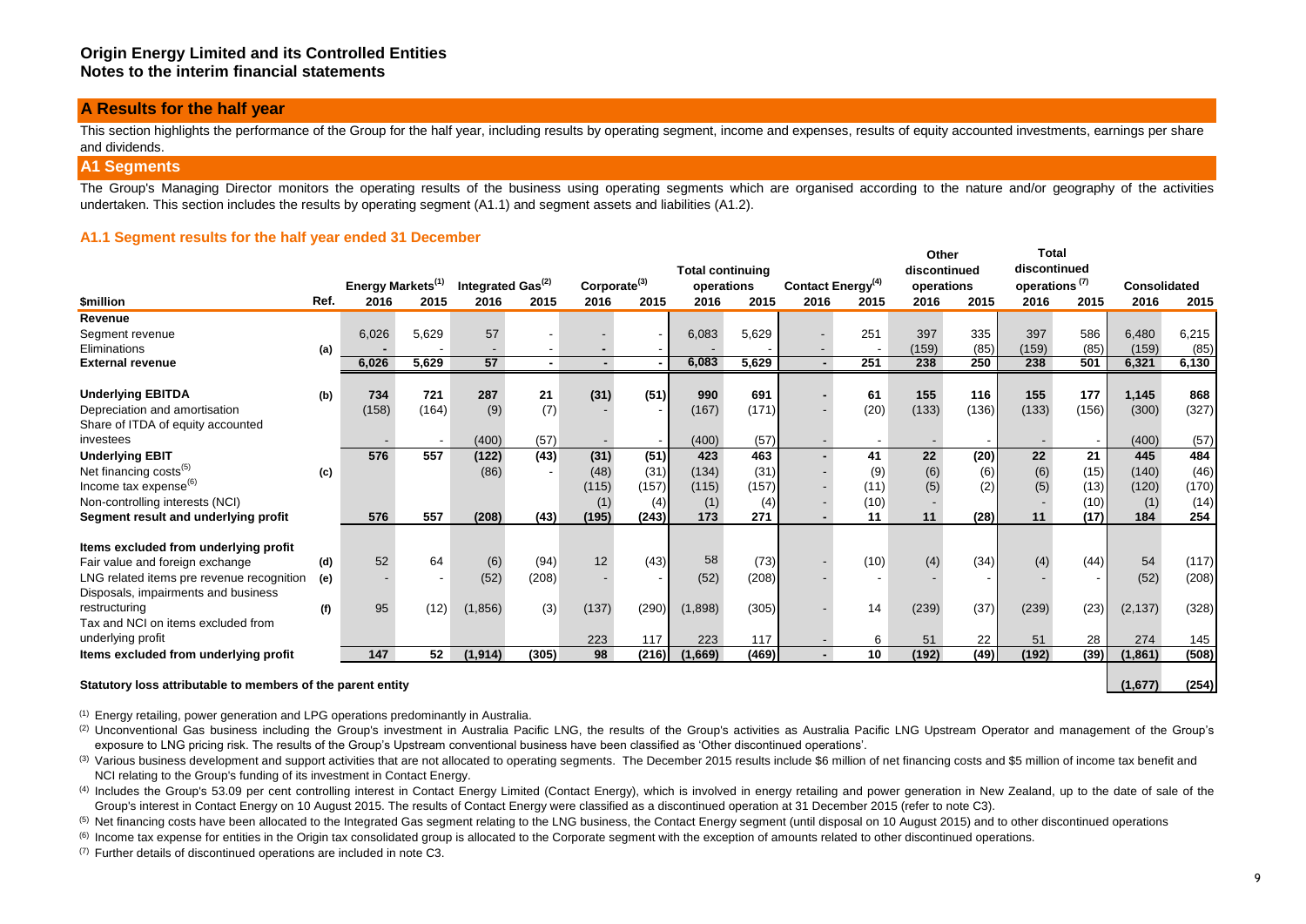## A Results for the half year

This section highlights the performance of the Group for the half year, including results by operating segment, income and expenses, results of equity accounted investments, earnings per share and dividends.

## A1 Segments

The Group's Managing Director monitors the operating results of the business using operating segments which are organised according to the nature and/or geography of the activities undertaken. This section includes the results by operating segment (A1.1) and segment assets and liabilities (A1.2).

### A1.1 Segment results for the half year ended 31 December

| | | Energy Markets[(1)] | | Integrated Gas[(2)] | | Corporate[(3)] | | Total continuing operations | | Contact Energy[(4)] | | Other discontinued operations | | Total discontinued operations[(7)] | | Consolidated | |
|---|---|---|---|---|---|---|---|---|---|---|---|---|---|---|---|---|---|
| **$million** | **Ref.** | **2016** | **2015** | **2016** | **2015** | **2016** | **2015** | **2016** | **2015** | **2016** | **2015** | **2016** | **2015** | **2016** | **2015** | **2016** | **2015** |
| **Revenue** | | | | | | | | | | | | | | | | | |
| Segment revenue | | 6,026 | 5,629 | 57 | - | - | - | 6,083 | 5,629 | - | 251 | 397 | 335 | 397 | 586 | 6,480 | 6,215 |
| Eliminations | (a) | - | - | - | - | - | - | - | - | - | - | (159) | (85) | (159) | (85) | (159) | (85) |
| **External revenue** | | **6,026** | **5,629** | **57** | **-** | **-** | **-** | **6,083** | **5,629** | **-** | **251** | **238** | **250** | **238** | **501** | **6,321** | **6,130** |
| | | | | | | | | | | | | | | | | | |
| **Underlying EBITDA** | (b) | **734** | **721** | **287** | **21** | **(31)** | **(51)** | **990** | **691** | **-** | **61** | **155** | **116** | **155** | **177** | **1,145** | **868** |
| Depreciation and amortisation | | (158) | (164) | (9) | (7) | - | - | (167) | (171) | - | (20) | (133) | (136) | (133) | (156) | (300) | (327) |
| Share of ITDA of equity accounted investees | | - | - | (400) | (57) | - | - | (400) | (57) | - | - | - | - | - | - | (400) | (57) |
| **Underlying EBIT** | | **576** | **557** | **(122)** | **(43)** | **(31)** | **(51)** | **423** | **463** | **-** | **41** | **22** | **(20)** | **22** | **21** | **445** | **484** |
| Net financing costs[(5)] | (c) | | | (86) | - | (48) | (31) | (134) | (31) | - | (9) | (6) | (6) | (6) | (15) | (140) | (46) |
| Income tax expense[(6)] | | | | | | (115) | (157) | (115) | (157) | - | (11) | (5) | (2) | (5) | (13) | (120) | (170) |
| Non-controlling interests (NCI) | | | | | | (1) | (4) | (1) | (4) | - | (10) | - | | - | (10) | (1) | (14) |
| **Segment result and underlying profit** | | **576** | **557** | **(208)** | **(43)** | **(195)** | **(243)** | **173** | **271** | **-** | **11** | **11** | **(28)** | **11** | **(17)** | **184** | **254** |
| | | | | | | | | | | | | | | | | | |
| **Items excluded from underlying profit** | | | | | | | | | | | | | | | | | |
| Fair value and foreign exchange | (d) | 52 | 64 | (6) | (94) | 12 | (43) | 58 | (73) | - | (10) | (4) | (34) | (4) | (44) | 54 | (117) |
| LNG related items pre revenue recognition | (e) | - | - | (52) | (208) | - | - | (52) | (208) | - | - | - | - | - | - | (52) | (208) |
| Disposals, impairments and business restructuring | (f) | 95 | (12) | (1,856) | (3) | (137) | (290) | (1,898) | (305) | - | 14 | (239) | (37) | (239) | (23) | (2,137) | (328) |
| Tax and NCI on items excluded from underlying profit | | | | | | 223 | 117 | 223 | 117 | - | 6 | 51 | 22 | 51 | 28 | 274 | 145 |
| **Items excluded from underlying profit** | | **147** | **52** | **(1,914)** | **(305)** | **98** | **(216)** | **(1,669)** | **(469)** | **-** | **10** | **(192)** | **(49)** | **(192)** | **(39)** | **(1,861)** | **(508)** |
| | | | | | | | | | | | | | | | | | |
| **Statutory loss attributable to members of the parent entity** | | | | | | | | | | | | | | | | **(1,677)** | **(254)** |

(1) Energy retailing, power generation and LPG operations predominantly in Australia.

(2) Unconventional Gas business including the Group's investment in Australia Pacific LNG, the results of the Group's activities as Australia Pacific LNG Upstream Operator and management of the Group's exposure to LNG pricing risk. The results of the Group's Upstream conventional business have been classified as 'Other discontinued operations'.

(3) Various business development and support activities that are not allocated to operating segments. The December 2015 results include $6 million of net financing costs and $5 million of income tax benefit and NCI relating to the Group's funding of its investment in Contact Energy.

(4) Includes the Group's 53.09 per cent controlling interest in Contact Energy Limited (Contact Energy), which is involved in energy retailing and power generation in New Zealand, up to the date of sale of the Group's interest in Contact Energy on 10 August 2015. The results of Contact Energy were classified as a discontinued operation at 31 December 2015 (refer to note C3).

(5) Net financing costs have been allocated to the Integrated Gas segment relating to the LNG business, the Contact Energy segment (until disposal on 10 August 2015) and to other discontinued operations

(6) Income tax expense for entities in the Origin tax consolidated group is allocated to the Corporate segment with the exception of amounts related to other discontinued operations.

(7) Further details of discontinued operations are included in note C3.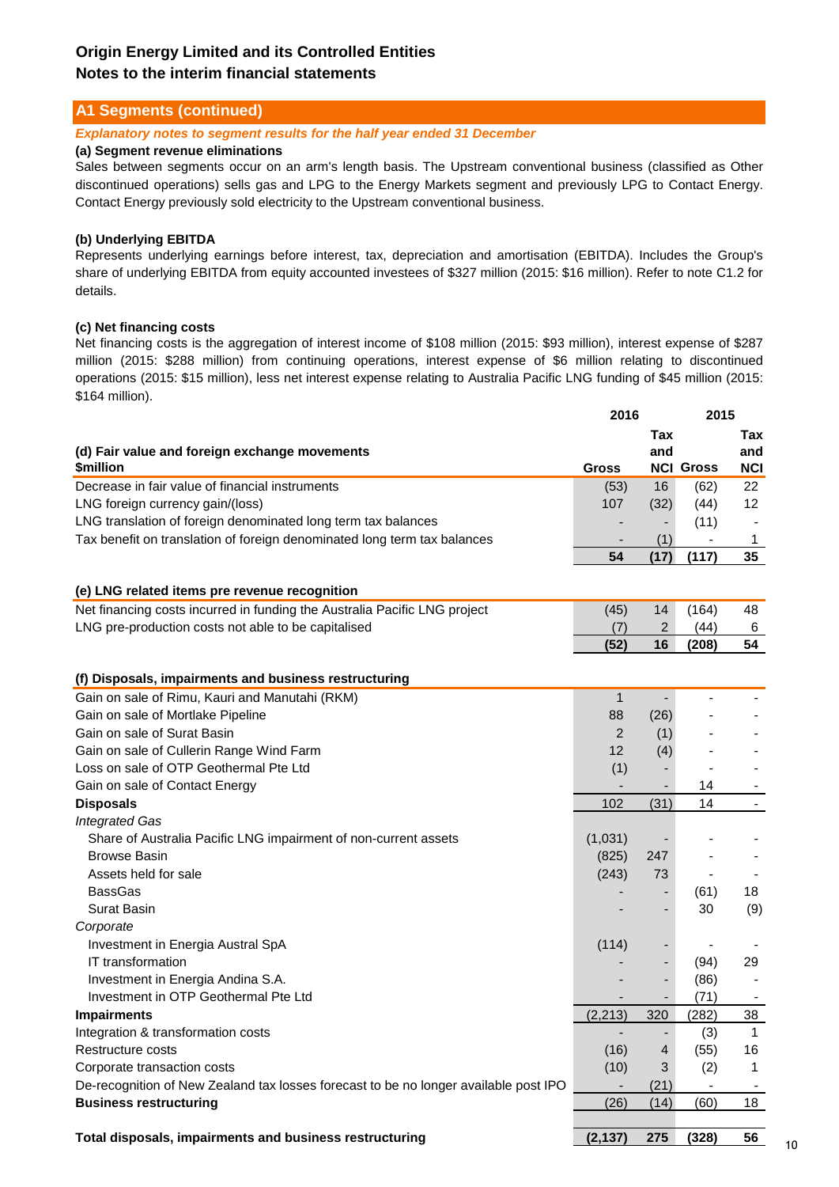# Origin Energy Limited and its Controlled Entities
## Notes to the interim financial statements

## A1 Segments (continued)

***Explanatory notes to segment results for the half year ended 31 December***

**(a) Segment revenue eliminations**

Sales between segments occur on an arm's length basis. The Upstream conventional business (classified as Other discontinued operations) sells gas and LPG to the Energy Markets segment and previously LPG to Contact Energy. Contact Energy previously sold electricity to the Upstream conventional business.

**(b) Underlying EBITDA**

Represents underlying earnings before interest, tax, depreciation and amortisation (EBITDA). Includes the Group's share of underlying EBITDA from equity accounted investees of $327 million (2015: $16 million). Refer to note C1.2 for details.

**(c) Net financing costs**

Net financing costs is the aggregation of interest income of $108 million (2015: $93 million), interest expense of $287 million (2015: $288 million) from continuing operations, interest expense of $6 million relating to discontinued operations (2015: $15 million), less net interest expense relating to Australia Pacific LNG funding of $45 million (2015: $164 million).

| **(d) Fair value and foreign exchange movements** **$million** | **2016** **Gross** | **Tax and NCI** | **2015** **Gross** | **Tax and NCI** |
|---|---|---|---|---|
| Decrease in fair value of financial instruments | (53) | 16 | (62) | 22 |
| LNG foreign currency gain/(loss) | 107 | (32) | (44) | 12 |
| LNG translation of foreign denominated long term tax balances | - | - | (11) | - |
| Tax benefit on translation of foreign denominated long term tax balances | - | (1) | - | 1 |
| | **54** | **(17)** | **(117)** | **35** |

| **(e) LNG related items pre revenue recognition** | | | | |
|---|---|---|---|---|
| Net financing costs incurred in funding the Australia Pacific LNG project | (45) | 14 | (164) | 48 |
| LNG pre-production costs not able to be capitalised | (7) | 2 | (44) | 6 |
| | **(52)** | **16** | **(208)** | **54** |

| **(f) Disposals, impairments and business restructuring** | | | | |
|---|---|---|---|---|
| Gain on sale of Rimu, Kauri and Manutahi (RKM) | 1 | - | - | - |
| Gain on sale of Mortlake Pipeline | 88 | (26) | - | - |
| Gain on sale of Surat Basin | 2 | (1) | - | - |
| Gain on sale of Cullerin Range Wind Farm | 12 | (4) | - | - |
| Loss on sale of OTP Geothermal Pte Ltd | (1) | - | - | - |
| Gain on sale of Contact Energy | - | - | 14 | - |
| **Disposals** | 102 | (31) | 14 | - |
| *Integrated Gas* | | | | |
| Share of Australia Pacific LNG impairment of non-current assets | (1,031) | - | - | - |
| Browse Basin | (825) | 247 | - | - |
| Assets held for sale | (243) | 73 | - | - |
| BassGas | - | - | (61) | 18 |
| Surat Basin | - | - | 30 | (9) |
| *Corporate* | | | | |
| Investment in Energia Austral SpA | (114) | - | - | - |
| IT transformation | - | - | (94) | 29 |
| Investment in Energia Andina S.A. | - | - | (86) | - |
| Investment in OTP Geothermal Pte Ltd | - | - | (71) | - |
| **Impairments** | (2,213) | 320 | (282) | 38 |
| Integration & transformation costs | - | - | (3) | 1 |
| Restructure costs | (16) | 4 | (55) | 16 |
| Corporate transaction costs | (10) | 3 | (2) | 1 |
| De-recognition of New Zealand tax losses forecast to be no longer available post IPO | - | (21) | - | - |
| **Business restructuring** | (26) | (14) | (60) | 18 |
| **Total disposals, impairments and business restructuring** | **(2,137)** | **275** | **(328)** | **56** |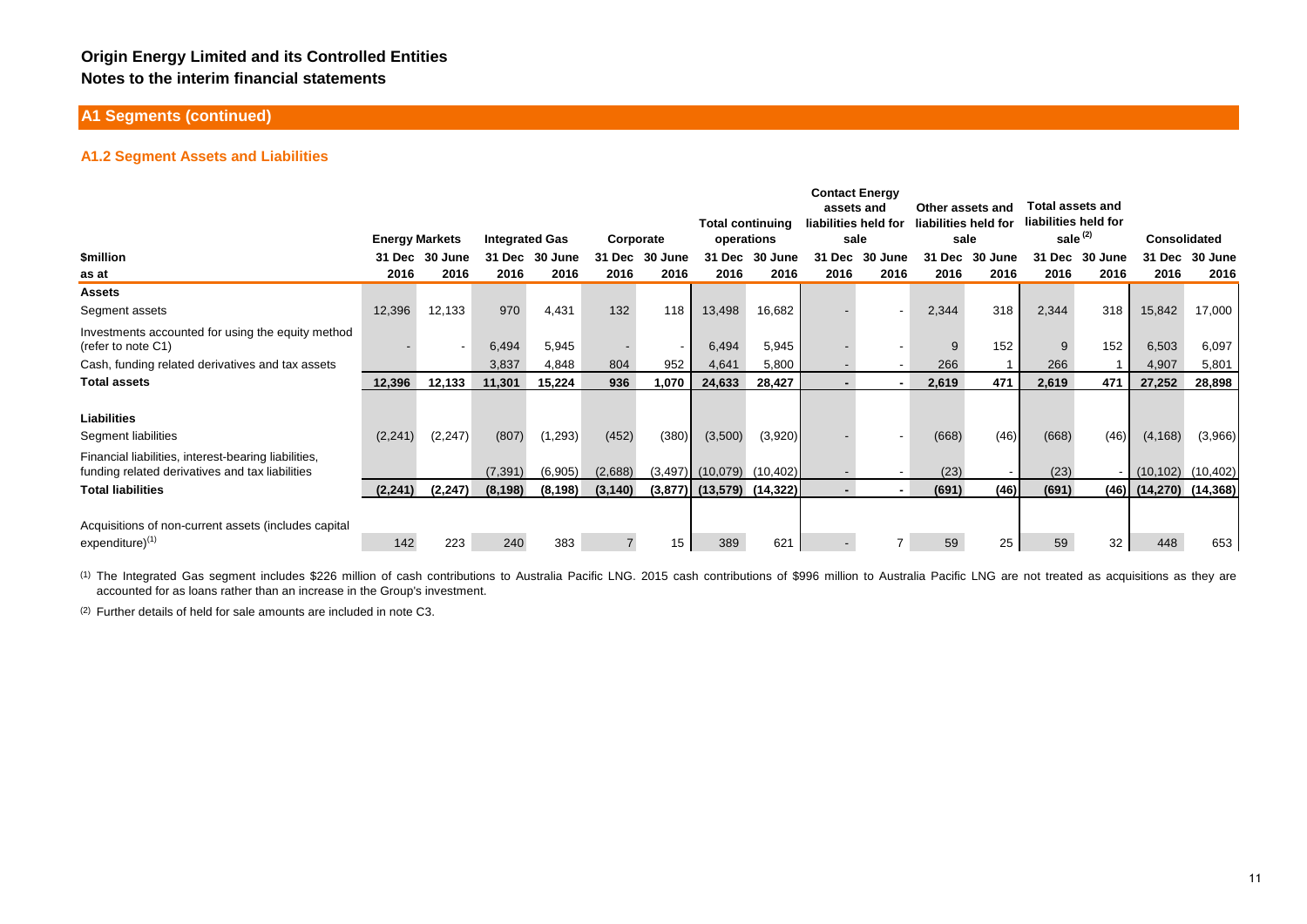# Origin Energy Limited and its Controlled Entities

## Notes to the interim financial statements

## A1 Segments (continued)

### A1.2 Segment Assets and Liabilities

| $million | Energy Markets | | Integrated Gas | | Corporate | | Total continuing operations | | Contact Energy assets and liabilities held for sale | | Other assets and liabilities held for sale | | Total assets and liabilities held for sale [(2)] | | Consolidated | |
|---|---|---|---|---|---|---|---|---|---|---|---|---|---|---|---|---|
| as at | 31 Dec 2016 | 30 June 2016 | 31 Dec 2016 | 30 June 2016 | 31 Dec 2016 | 30 June 2016 | 31 Dec 2016 | 30 June 2016 | 31 Dec 2016 | 30 June 2016 | 31 Dec 2016 | 30 June 2016 | 31 Dec 2016 | 30 June 2016 | 31 Dec 2016 | 30 June 2016 |
| **Assets** | | | | | | | | | | | | | | | | |
| Segment assets | 12,396 | 12,133 | 970 | 4,431 | 132 | 118 | 13,498 | 16,682 | - | - | 2,344 | 318 | 2,344 | 318 | 15,842 | 17,000 |
| Investments accounted for using the equity method (refer to note C1) | - | - | 6,494 | 5,945 | - | - | 6,494 | 5,945 | - | - | 9 | 152 | 9 | 152 | 6,503 | 6,097 |
| Cash, funding related derivatives and tax assets | | | 3,837 | 4,848 | 804 | 952 | 4,641 | 5,800 | - | - | 266 | 1 | 266 | 1 | 4,907 | 5,801 |
| **Total assets** | **12,396** | **12,133** | **11,301** | **15,224** | **936** | **1,070** | **24,633** | **28,427** | **-** | **-** | **2,619** | **471** | **2,619** | **471** | **27,252** | **28,898** |
| **Liabilities** | | | | | | | | | | | | | | | | |
| Segment liabilities | (2,241) | (2,247) | (807) | (1,293) | (452) | (380) | (3,500) | (3,920) | - | - | (668) | (46) | (668) | (46) | (4,168) | (3,966) |
| Financial liabilities, interest-bearing liabilities, funding related derivatives and tax liabilities | | | (7,391) | (6,905) | (2,688) | (3,497) | (10,079) | (10,402) | - | - | (23) | - | (23) | - | (10,102) | (10,402) |
| **Total liabilities** | **(2,241)** | **(2,247)** | **(8,198)** | **(8,198)** | **(3,140)** | **(3,877)** | **(13,579)** | **(14,322)** | **-** | **-** | **(691)** | **(46)** | **(691)** | **(46)** | **(14,270)** | **(14,368)** |
| Acquisitions of non-current assets (includes capital expenditure)[(1)] | 142 | 223 | 240 | 383 | 7 | 15 | 389 | 621 | - | 7 | 59 | 25 | 59 | 32 | 448 | 653 |

(1) The Integrated Gas segment includes $226 million of cash contributions to Australia Pacific LNG. 2015 cash contributions of $996 million to Australia Pacific LNG are not treated as acquisitions as they are accounted for as loans rather than an increase in the Group's investment.

(2) Further details of held for sale amounts are included in note C3.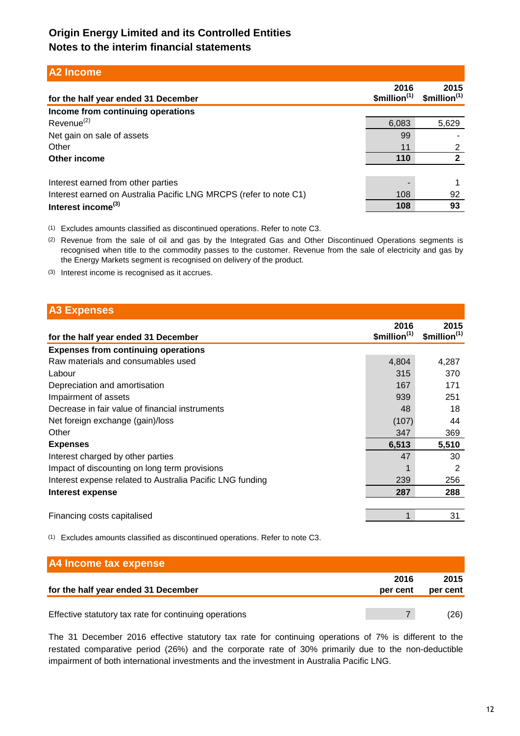# Origin Energy Limited and its Controlled Entities
## Notes to the interim financial statements

## A2 Income

| for the half year ended 31 December | 2016 $million[1] | 2015 $million[1] |
|---|---|---|
| **Income from continuing operations** | | |
| Revenue[2] | 6,083 | 5,629 |
| Net gain on sale of assets | 99 | - |
| Other | 11 | 2 |
| **Other income** | **110** | **2** |
| | | |
| Interest earned from other parties | - | 1 |
| Interest earned on Australia Pacific LNG MRCPS (refer to note C1) | 108 | 92 |
| **Interest income[3]** | **108** | **93** |

(1) Excludes amounts classified as discontinued operations. Refer to note C3.

(2) Revenue from the sale of oil and gas by the Integrated Gas and Other Discontinued Operations segments is recognised when title to the commodity passes to the customer. Revenue from the sale of electricity and gas by the Energy Markets segment is recognised on delivery of the product.

(3) Interest income is recognised as it accrues.

## A3 Expenses

| for the half year ended 31 December | 2016 $million[1] | 2015 $million[1] |
|---|---|---|
| **Expenses from continuing operations** | | |
| Raw materials and consumables used | 4,804 | 4,287 |
| Labour | 315 | 370 |
| Depreciation and amortisation | 167 | 171 |
| Impairment of assets | 939 | 251 |
| Decrease in fair value of financial instruments | 48 | 18 |
| Net foreign exchange (gain)/loss | (107) | 44 |
| Other | 347 | 369 |
| **Expenses** | **6,513** | **5,510** |
| Interest charged by other parties | 47 | 30 |
| Impact of discounting on long term provisions | 1 | 2 |
| Interest expense related to Australia Pacific LNG funding | 239 | 256 |
| **Interest expense** | **287** | **288** |
| | | |
| Financing costs capitalised | 1 | 31 |

(1) Excludes amounts classified as discontinued operations. Refer to note C3.

## A4 Income tax expense

| for the half year ended 31 December | 2016 per cent | 2015 per cent |
|---|---|---|
| Effective statutory tax rate for continuing operations | 7 | (26) |

The 31 December 2016 effective statutory tax rate for continuing operations of 7% is different to the restated comparative period (26%) and the corporate rate of 30% primarily due to the non-deductible impairment of both international investments and the investment in Australia Pacific LNG.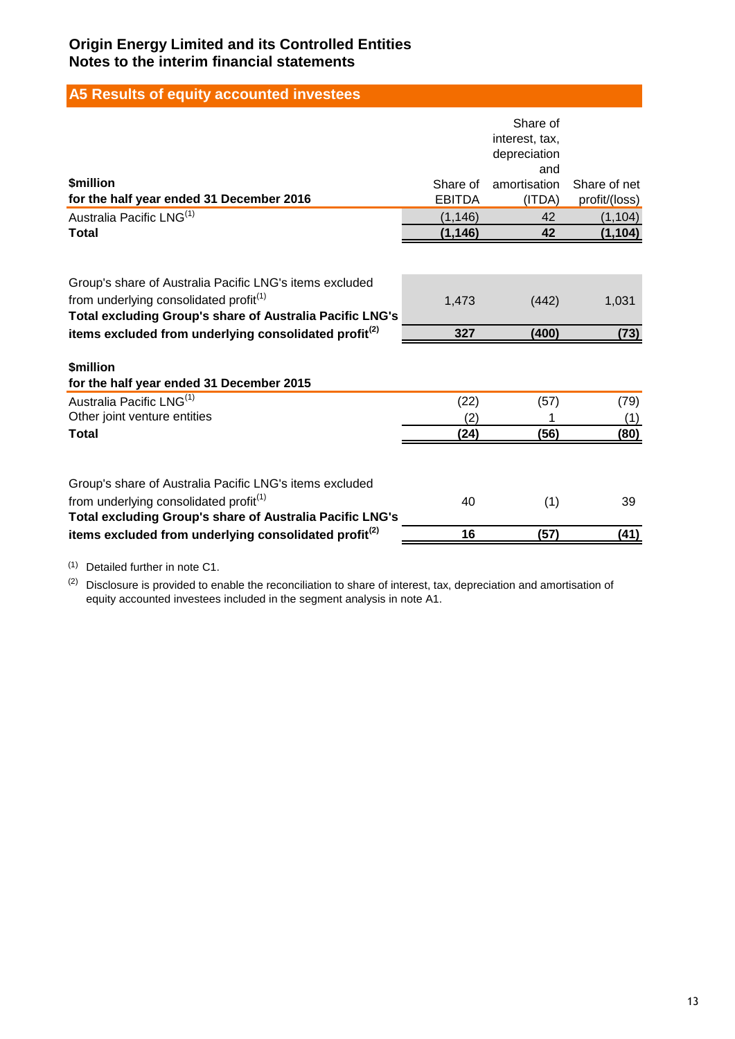**Origin Energy Limited and its Controlled Entities**
**Notes to the interim financial statements**

## A5 Results of equity accounted investees

| **$million** **for the half year ended 31 December 2016** | Share of EBITDA | Share of interest, tax, depreciation and amortisation (ITDA) | Share of net profit/(loss) |
|---|---|---|---|
| Australia Pacific LNG[1] | (1,146) | 42 | (1,104) |
| **Total** | **(1,146)** | **42** | **(1,104)** |
| | | | |
| Group's share of Australia Pacific LNG's items excluded from underlying consolidated profit[1] | 1,473 | (442) | 1,031 |
| **Total excluding Group's share of Australia Pacific LNG's items excluded from underlying consolidated profit[2]** | **327** | **(400)** | **(73)** |

| **$million** **for the half year ended 31 December 2015** | Share of EBITDA | Share of interest, tax, depreciation and amortisation (ITDA) | Share of net profit/(loss) |
|---|---|---|---|
| Australia Pacific LNG[1] | (22) | (57) | (79) |
| Other joint venture entities | (2) | 1 | (1) |
| **Total** | **(24)** | **(56)** | **(80)** |
| | | | |
| Group's share of Australia Pacific LNG's items excluded from underlying consolidated profit[1] | 40 | (1) | 39 |
| **Total excluding Group's share of Australia Pacific LNG's items excluded from underlying consolidated profit[2]** | **16** | **(57)** | **(41)** |

[1] Detailed further in note C1.

[2] Disclosure is provided to enable the reconciliation to share of interest, tax, depreciation and amortisation of equity accounted investees included in the segment analysis in note A1.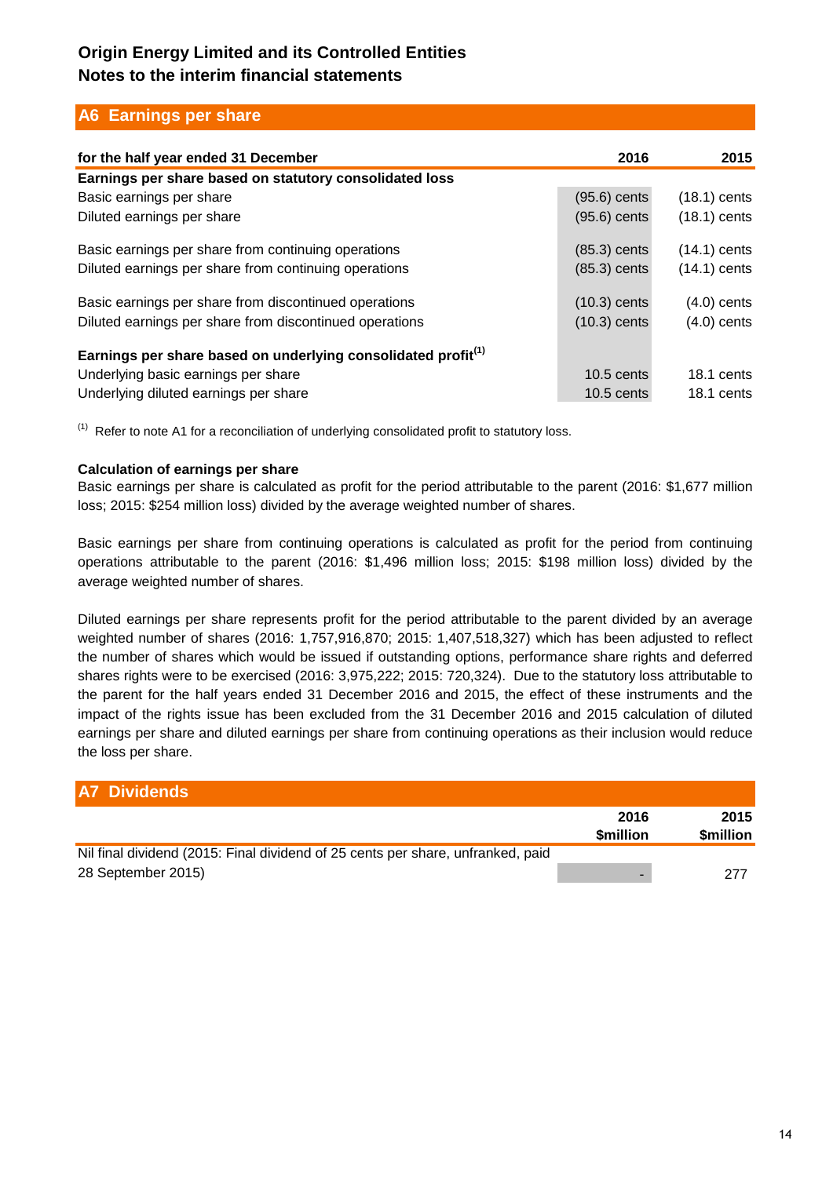## Origin Energy Limited and its Controlled Entities
## Notes to the interim financial statements

## A6 Earnings per share

| for the half year ended 31 December | 2016 | 2015 |
|---|---|---|
| **Earnings per share based on statutory consolidated loss** | | |
| Basic earnings per share | (95.6) cents | (18.1) cents |
| Diluted earnings per share | (95.6) cents | (18.1) cents |
| Basic earnings per share from continuing operations | (85.3) cents | (14.1) cents |
| Diluted earnings per share from continuing operations | (85.3) cents | (14.1) cents |
| Basic earnings per share from discontinued operations | (10.3) cents | (4.0) cents |
| Diluted earnings per share from discontinued operations | (10.3) cents | (4.0) cents |
| **Earnings per share based on underlying consolidated profit**[1] | | |
| Underlying basic earnings per share | 10.5 cents | 18.1 cents |
| Underlying diluted earnings per share | 10.5 cents | 18.1 cents |

[1] Refer to note A1 for a reconciliation of underlying consolidated profit to statutory loss.

**Calculation of earnings per share**

Basic earnings per share is calculated as profit for the period attributable to the parent (2016: $1,677 million loss; 2015: $254 million loss) divided by the average weighted number of shares.

Basic earnings per share from continuing operations is calculated as profit for the period from continuing operations attributable to the parent (2016: $1,496 million loss; 2015: $198 million loss) divided by the average weighted number of shares.

Diluted earnings per share represents profit for the period attributable to the parent divided by an average weighted number of shares (2016: 1,757,916,870; 2015: 1,407,518,327) which has been adjusted to reflect the number of shares which would be issued if outstanding options, performance share rights and deferred shares rights were to be exercised (2016: 3,975,222; 2015: 720,324). Due to the statutory loss attributable to the parent for the half years ended 31 December 2016 and 2015, the effect of these instruments and the impact of the rights issue has been excluded from the 31 December 2016 and 2015 calculation of diluted earnings per share and diluted earnings per share from continuing operations as their inclusion would reduce the loss per share.

## A7 Dividends

| | 2016 $million | 2015 $million |
|---|---|---|
| Nil final dividend (2015: Final dividend of 25 cents per share, unfranked, paid 28 September 2015) | - | 277 |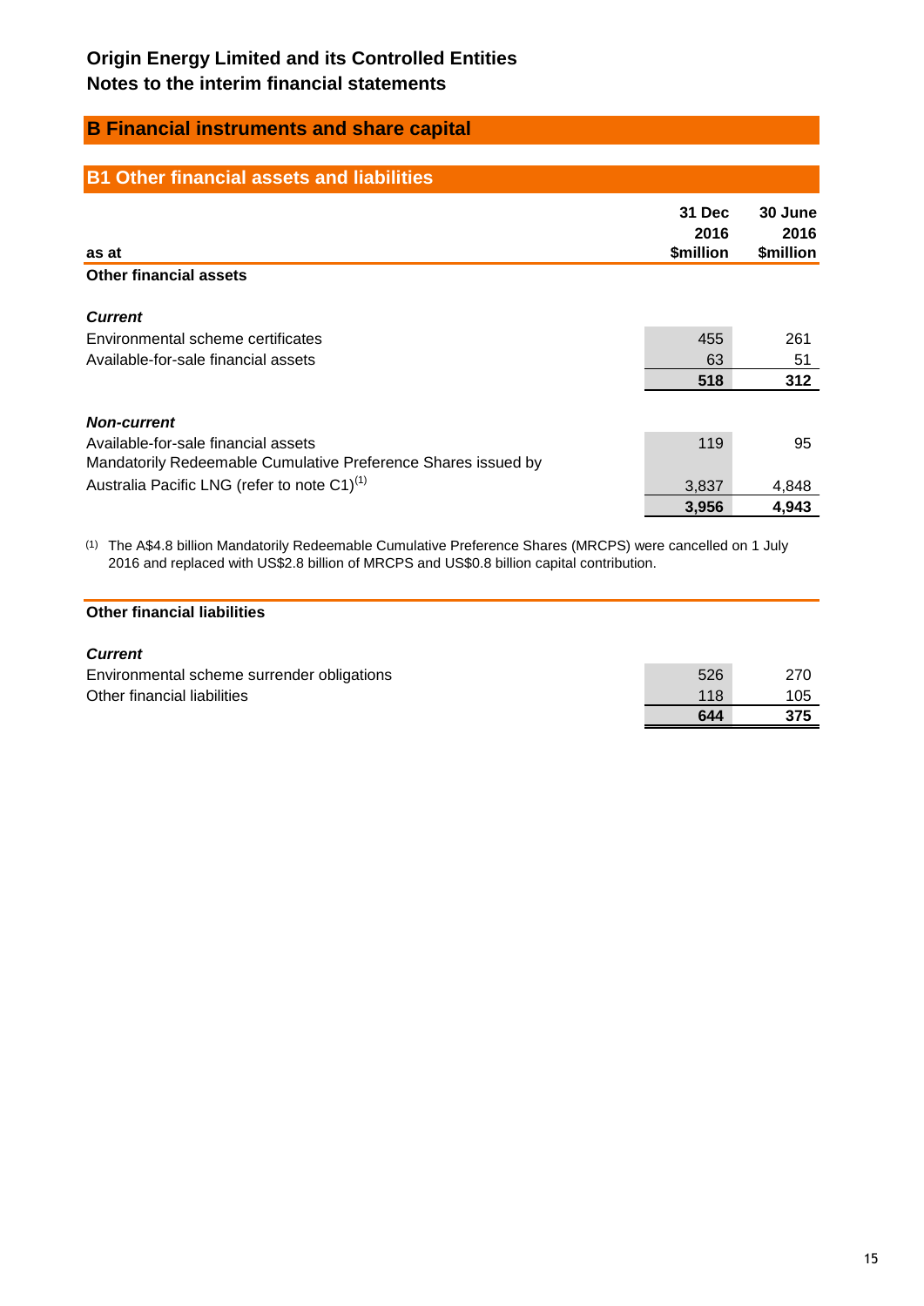# Origin Energy Limited and its Controlled Entities
## Notes to the interim financial statements

## B Financial instruments and share capital

### B1 Other financial assets and liabilities

| as at | 31 Dec 2016 $million | 30 June 2016 $million |
|---|---|---|
| **Other financial assets** | | |
| ***Current*** | | |
| Environmental scheme certificates | 455 | 261 |
| Available-for-sale financial assets | 63 | 51 |
| | **518** | **312** |
| ***Non-current*** | | |
| Available-for-sale financial assets | 119 | 95 |
| Mandatorily Redeemable Cumulative Preference Shares issued by Australia Pacific LNG (refer to note C1)(1) | 3,837 | 4,848 |
| | **3,956** | **4,943** |

(1) The A$4.8 billion Mandatorily Redeemable Cumulative Preference Shares (MRCPS) were cancelled on 1 July 2016 and replaced with US$2.8 billion of MRCPS and US$0.8 billion capital contribution.

| | 31 Dec 2016 $million | 30 June 2016 $million |
|---|---|---|
| **Other financial liabilities** | | |
| ***Current*** | | |
| Environmental scheme surrender obligations | 526 | 270 |
| Other financial liabilities | 118 | 105 |
| | **644** | **375** |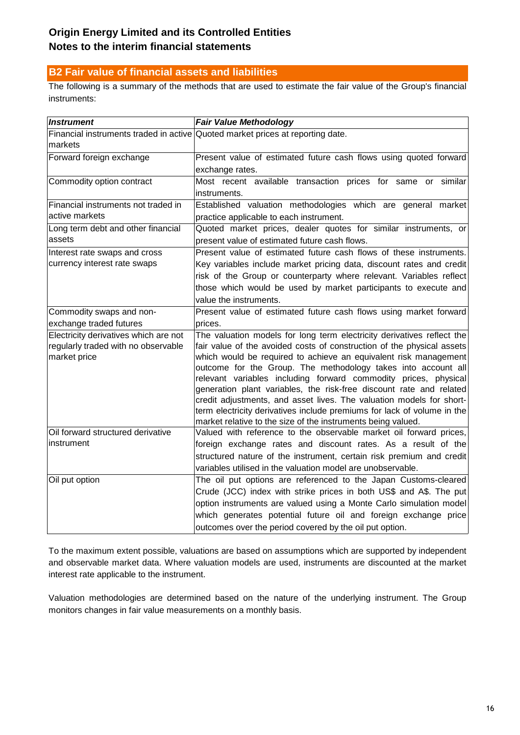**Origin Energy Limited and its Controlled Entities**
**Notes to the interim financial statements**

## B2 Fair value of financial assets and liabilities

The following is a summary of the methods that are used to estimate the fair value of the Group's financial instruments:

| *Instrument* | *Fair Value Methodology* |
|---|---|
| Financial instruments traded in active markets | Quoted market prices at reporting date. |
| Forward foreign exchange | Present value of estimated future cash flows using quoted forward exchange rates. |
| Commodity option contract | Most recent available transaction prices for same or similar instruments. |
| Financial instruments not traded in active markets | Established valuation methodologies which are general market practice applicable to each instrument. |
| Long term debt and other financial assets | Quoted market prices, dealer quotes for similar instruments, or present value of estimated future cash flows. |
| Interest rate swaps and cross currency interest rate swaps | Present value of estimated future cash flows of these instruments. Key variables include market pricing data, discount rates and credit risk of the Group or counterparty where relevant. Variables reflect those which would be used by market participants to execute and value the instruments. |
| Commodity swaps and non-exchange traded futures | Present value of estimated future cash flows using market forward prices. |
| Electricity derivatives which are not regularly traded with no observable market price | The valuation models for long term electricity derivatives reflect the fair value of the avoided costs of construction of the physical assets which would be required to achieve an equivalent risk management outcome for the Group. The methodology takes into account all relevant variables including forward commodity prices, physical generation plant variables, the risk-free discount rate and related credit adjustments, and asset lives. The valuation models for short-term electricity derivatives include premiums for lack of volume in the market relative to the size of the instruments being valued. |
| Oil forward structured derivative instrument | Valued with reference to the observable market oil forward prices, foreign exchange rates and discount rates. As a result of the structured nature of the instrument, certain risk premium and credit variables utilised in the valuation model are unobservable. |
| Oil put option | The oil put options are referenced to the Japan Customs-cleared Crude (JCC) index with strike prices in both US$ and A$. The put option instruments are valued using a Monte Carlo simulation model which generates potential future oil and foreign exchange price outcomes over the period covered by the oil put option. |

To the maximum extent possible, valuations are based on assumptions which are supported by independent and observable market data. Where valuation models are used, instruments are discounted at the market interest rate applicable to the instrument.

Valuation methodologies are determined based on the nature of the underlying instrument. The Group monitors changes in fair value measurements on a monthly basis.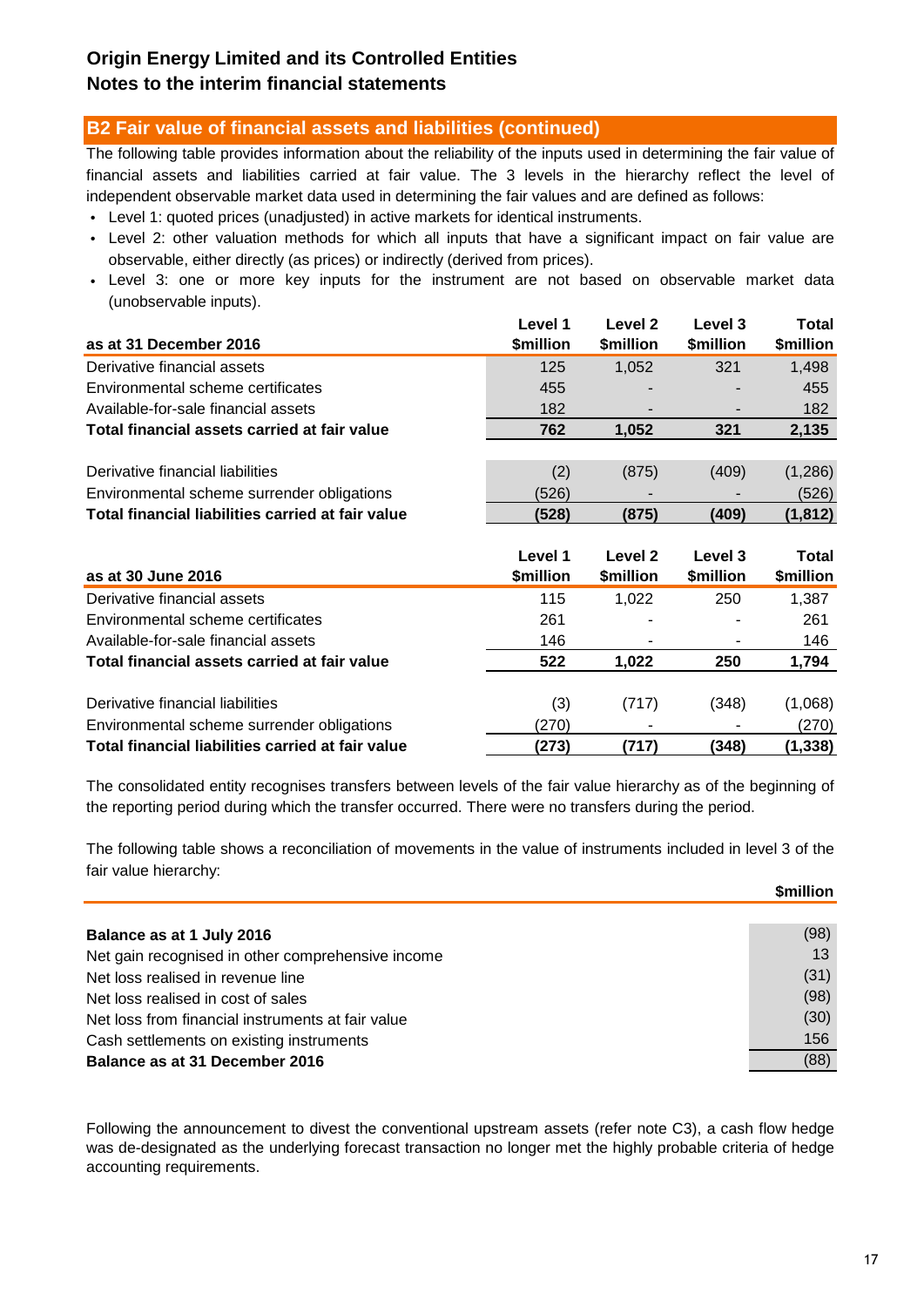## B2 Fair value of financial assets and liabilities (continued)

The following table provides information about the reliability of the inputs used in determining the fair value of financial assets and liabilities carried at fair value. The 3 levels in the hierarchy reflect the level of independent observable market data used in determining the fair values and are defined as follows:

- Level 1: quoted prices (unadjusted) in active markets for identical instruments.
- Level 2: other valuation methods for which all inputs that have a significant impact on fair value are observable, either directly (as prices) or indirectly (derived from prices).
- Level 3: one or more key inputs for the instrument are not based on observable market data (unobservable inputs).

| as at 31 December 2016 | Level 1 $million | Level 2 $million | Level 3 $million | Total $million |
|---|---|---|---|---|
| Derivative financial assets | 125 | 1,052 | 321 | 1,498 |
| Environmental scheme certificates | 455 | - | - | 455 |
| Available-for-sale financial assets | 182 | - | - | 182 |
| **Total financial assets carried at fair value** | **762** | **1,052** | **321** | **2,135** |
| | | | | |
| Derivative financial liabilities | (2) | (875) | (409) | (1,286) |
| Environmental scheme surrender obligations | (526) | - | - | (526) |
| **Total financial liabilities carried at fair value** | **(528)** | **(875)** | **(409)** | **(1,812)** |

| as at 30 June 2016 | Level 1 $million | Level 2 $million | Level 3 $million | Total $million |
|---|---|---|---|---|
| Derivative financial assets | 115 | 1,022 | 250 | 1,387 |
| Environmental scheme certificates | 261 | - | - | 261 |
| Available-for-sale financial assets | 146 | - | - | 146 |
| **Total financial assets carried at fair value** | **522** | **1,022** | **250** | **1,794** |
| | | | | |
| Derivative financial liabilities | (3) | (717) | (348) | (1,068) |
| Environmental scheme surrender obligations | (270) | - | - | (270) |
| **Total financial liabilities carried at fair value** | **(273)** | **(717)** | **(348)** | **(1,338)** |

The consolidated entity recognises transfers between levels of the fair value hierarchy as of the beginning of the reporting period during which the transfer occurred. There were no transfers during the period.

The following table shows a reconciliation of movements in the value of instruments included in level 3 of the fair value hierarchy:

| | $million |
|---|---|
| **Balance as at 1 July 2016** | (98) |
| Net gain recognised in other comprehensive income | 13 |
| Net loss realised in revenue line | (31) |
| Net loss realised in cost of sales | (98) |
| Net loss from financial instruments at fair value | (30) |
| Cash settlements on existing instruments | 156 |
| **Balance as at 31 December 2016** | (88) |

Following the announcement to divest the conventional upstream assets (refer note C3), a cash flow hedge was de-designated as the underlying forecast transaction no longer met the highly probable criteria of hedge accounting requirements.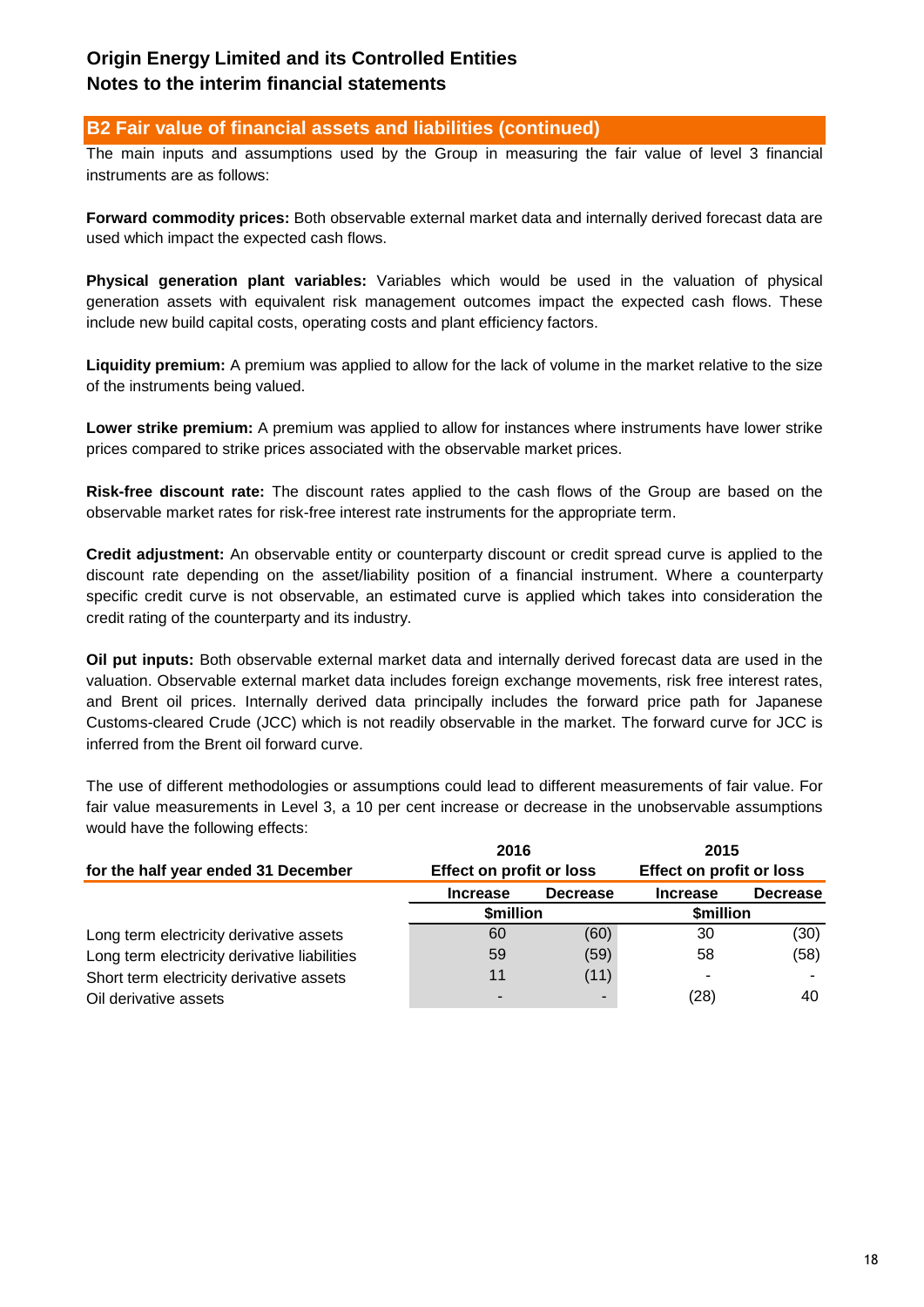# Origin Energy Limited and its Controlled Entities
# Notes to the interim financial statements

## B2 Fair value of financial assets and liabilities (continued)

The main inputs and assumptions used by the Group in measuring the fair value of level 3 financial instruments are as follows:

**Forward commodity prices:** Both observable external market data and internally derived forecast data are used which impact the expected cash flows.

**Physical generation plant variables:** Variables which would be used in the valuation of physical generation assets with equivalent risk management outcomes impact the expected cash flows. These include new build capital costs, operating costs and plant efficiency factors.

**Liquidity premium:** A premium was applied to allow for the lack of volume in the market relative to the size of the instruments being valued.

**Lower strike premium:** A premium was applied to allow for instances where instruments have lower strike prices compared to strike prices associated with the observable market prices.

**Risk-free discount rate:** The discount rates applied to the cash flows of the Group are based on the observable market rates for risk-free interest rate instruments for the appropriate term.

**Credit adjustment:** An observable entity or counterparty discount or credit spread curve is applied to the discount rate depending on the asset/liability position of a financial instrument. Where a counterparty specific credit curve is not observable, an estimated curve is applied which takes into consideration the credit rating of the counterparty and its industry.

**Oil put inputs:** Both observable external market data and internally derived forecast data are used in the valuation. Observable external market data includes foreign exchange movements, risk free interest rates, and Brent oil prices. Internally derived data principally includes the forward price path for Japanese Customs-cleared Crude (JCC) which is not readily observable in the market. The forward curve for JCC is inferred from the Brent oil forward curve.

The use of different methodologies or assumptions could lead to different measurements of fair value. For fair value measurements in Level 3, a 10 per cent increase or decrease in the unobservable assumptions would have the following effects:

| for the half year ended 31 December | 2016 Effect on profit or loss | | 2015 Effect on profit or loss | |
|---|---|---|---|---|
| | Increase | Decrease | Increase | Decrease |
| | $million | | $million | |
| Long term electricity derivative assets | 60 | (60) | 30 | (30) |
| Long term electricity derivative liabilities | 59 | (59) | 58 | (58) |
| Short term electricity derivative assets | 11 | (11) | - | - |
| Oil derivative assets | - | - | (28) | 40 |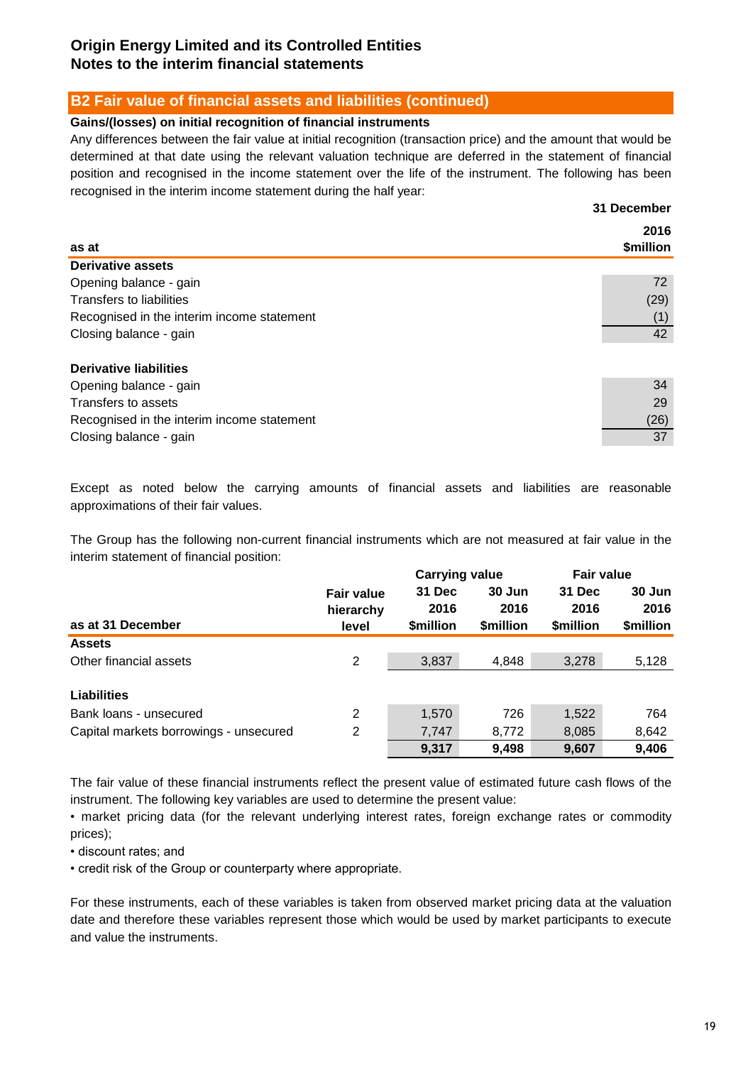## Origin Energy Limited and its Controlled Entities
## Notes to the interim financial statements

### B2 Fair value of financial assets and liabilities (continued)

**Gains/(losses) on initial recognition of financial instruments**

Any differences between the fair value at initial recognition (transaction price) and the amount that would be determined at that date using the relevant valuation technique are deferred in the statement of financial position and recognised in the income statement over the life of the instrument. The following has been recognised in the interim income statement during the half year:

| as at | 31 December 2016 $million |
|---|---|
| **Derivative assets** | |
| Opening balance - gain | 72 |
| Transfers to liabilities | (29) |
| Recognised in the interim income statement | (1) |
| Closing balance - gain | 42 |
| | |
| **Derivative liabilities** | |
| Opening balance - gain | 34 |
| Transfers to assets | 29 |
| Recognised in the interim income statement | (26) |
| Closing balance - gain | 37 |

Except as noted below the carrying amounts of financial assets and liabilities are reasonable approximations of their fair values.

The Group has the following non-current financial instruments which are not measured at fair value in the interim statement of financial position:

| | | Carrying value | | Fair value | |
|---|---|---|---|---|---|
| as at 31 December | Fair value hierarchy level | 31 Dec 2016 $million | 30 Jun 2016 $million | 31 Dec 2016 $million | 30 Jun 2016 $million |
| **Assets** | | | | | |
| Other financial assets | 2 | 3,837 | 4,848 | 3,278 | 5,128 |
| | | | | | |
| **Liabilities** | | | | | |
| Bank loans - unsecured | 2 | 1,570 | 726 | 1,522 | 764 |
| Capital markets borrowings - unsecured | 2 | 7,747 | 8,772 | 8,085 | 8,642 |
| | | **9,317** | **9,498** | **9,607** | **9,406** |

The fair value of these financial instruments reflect the present value of estimated future cash flows of the instrument. The following key variables are used to determine the present value:

- market pricing data (for the relevant underlying interest rates, foreign exchange rates or commodity prices);
- discount rates; and
- credit risk of the Group or counterparty where appropriate.

For these instruments, each of these variables is taken from observed market pricing data at the valuation date and therefore these variables represent those which would be used by market participants to execute and value the instruments.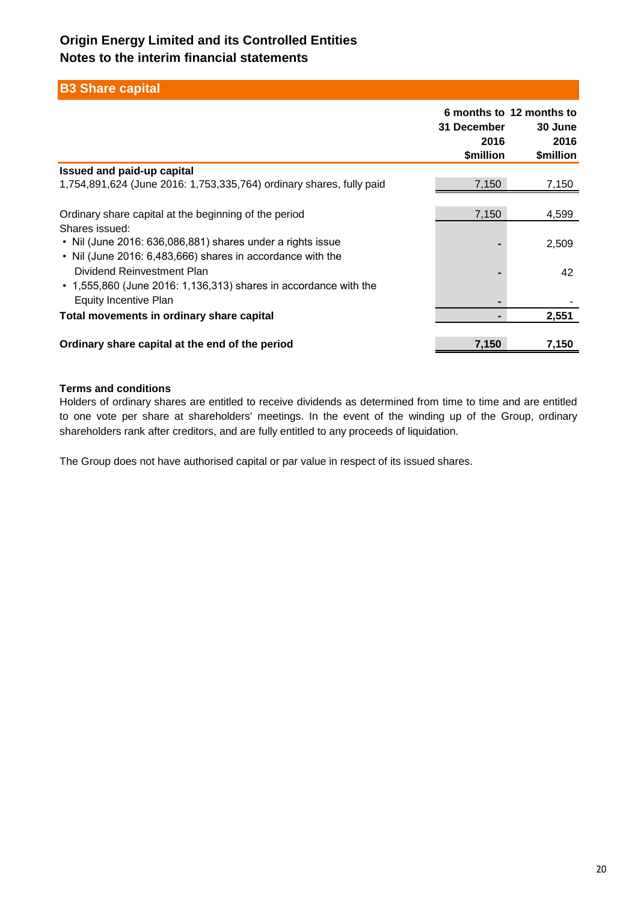## B3 Share capital

| | 6 months to 31 December 2016 $million | 12 months to 30 June 2016 $million |
|---|---|---|
| **Issued and paid-up capital** | | |
| 1,754,891,624 (June 2016: 1,753,335,764) ordinary shares, fully paid | 7,150 | 7,150 |
| | | |
| Ordinary share capital at the beginning of the period | 7,150 | 4,599 |
| Shares issued: | | |
| • Nil (June 2016: 636,086,881) shares under a rights issue | - | 2,509 |
| • Nil (June 2016: 6,483,666) shares in accordance with the Dividend Reinvestment Plan | - | 42 |
| • 1,555,860 (June 2016: 1,136,313) shares in accordance with the Equity Incentive Plan | - | - |
| **Total movements in ordinary share capital** | **-** | **2,551** |
| | | |
| **Ordinary share capital at the end of the period** | **7,150** | **7,150** |

**Terms and conditions**

Holders of ordinary shares are entitled to receive dividends as determined from time to time and are entitled to one vote per share at shareholders' meetings. In the event of the winding up of the Group, ordinary shareholders rank after creditors, and are fully entitled to any proceeds of liquidation.

The Group does not have authorised capital or par value in respect of its issued shares.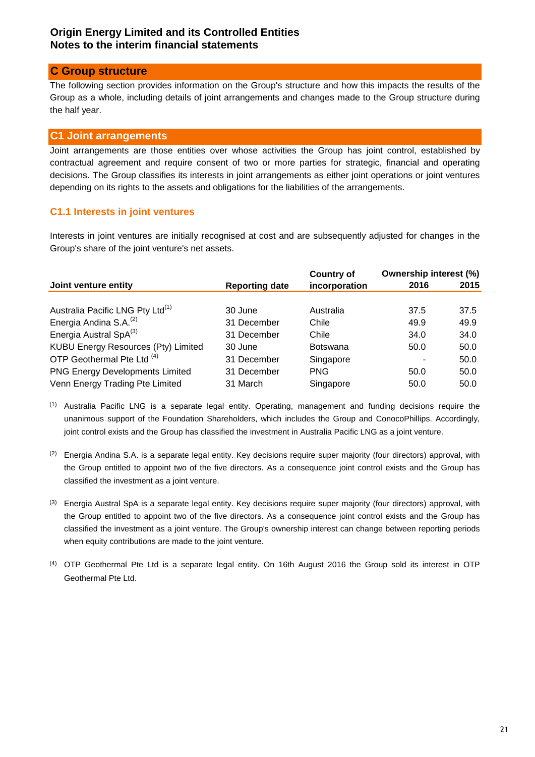**Origin Energy Limited and its Controlled Entities**
**Notes to the interim financial statements**

## C Group structure

The following section provides information on the Group's structure and how this impacts the results of the Group as a whole, including details of joint arrangements and changes made to the Group structure during the half year.

## C1 Joint arrangements

Joint arrangements are those entities over whose activities the Group has joint control, established by contractual agreement and require consent of two or more parties for strategic, financial and operating decisions. The Group classifies its interests in joint arrangements as either joint operations or joint ventures depending on its rights to the assets and obligations for the liabilities of the arrangements.

### C1.1 Interests in joint ventures

Interests in joint ventures are initially recognised at cost and are subsequently adjusted for changes in the Group's share of the joint venture's net assets.

| Joint venture entity | Reporting date | Country of incorporation | Ownership interest (%) 2016 | 2015 |
|---|---|---|---|---|
| Australia Pacific LNG Pty Ltd[1] | 30 June | Australia | 37.5 | 37.5 |
| Energia Andina S.A.[2] | 31 December | Chile | 49.9 | 49.9 |
| Energia Austral SpA[3] | 31 December | Chile | 34.0 | 34.0 |
| KUBU Energy Resources (Pty) Limited | 30 June | Botswana | 50.0 | 50.0 |
| OTP Geothermal Pte Ltd [4] | 31 December | Singapore | - | 50.0 |
| PNG Energy Developments Limited | 31 December | PNG | 50.0 | 50.0 |
| Venn Energy Trading Pte Limited | 31 March | Singapore | 50.0 | 50.0 |

(1) Australia Pacific LNG is a separate legal entity. Operating, management and funding decisions require the unanimous support of the Foundation Shareholders, which includes the Group and ConocoPhillips. Accordingly, joint control exists and the Group has classified the investment in Australia Pacific LNG as a joint venture.

(2) Energia Andina S.A. is a separate legal entity. Key decisions require super majority (four directors) approval, with the Group entitled to appoint two of the five directors. As a consequence joint control exists and the Group has classified the investment as a joint venture.

(3) Energia Austral SpA is a separate legal entity. Key decisions require super majority (four directors) approval, with the Group entitled to appoint two of the five directors. As a consequence joint control exists and the Group has classified the investment as a joint venture. The Group's ownership interest can change between reporting periods when equity contributions are made to the joint venture.

(4) OTP Geothermal Pte Ltd is a separate legal entity. On 16th August 2016 the Group sold its interest in OTP Geothermal Pte Ltd.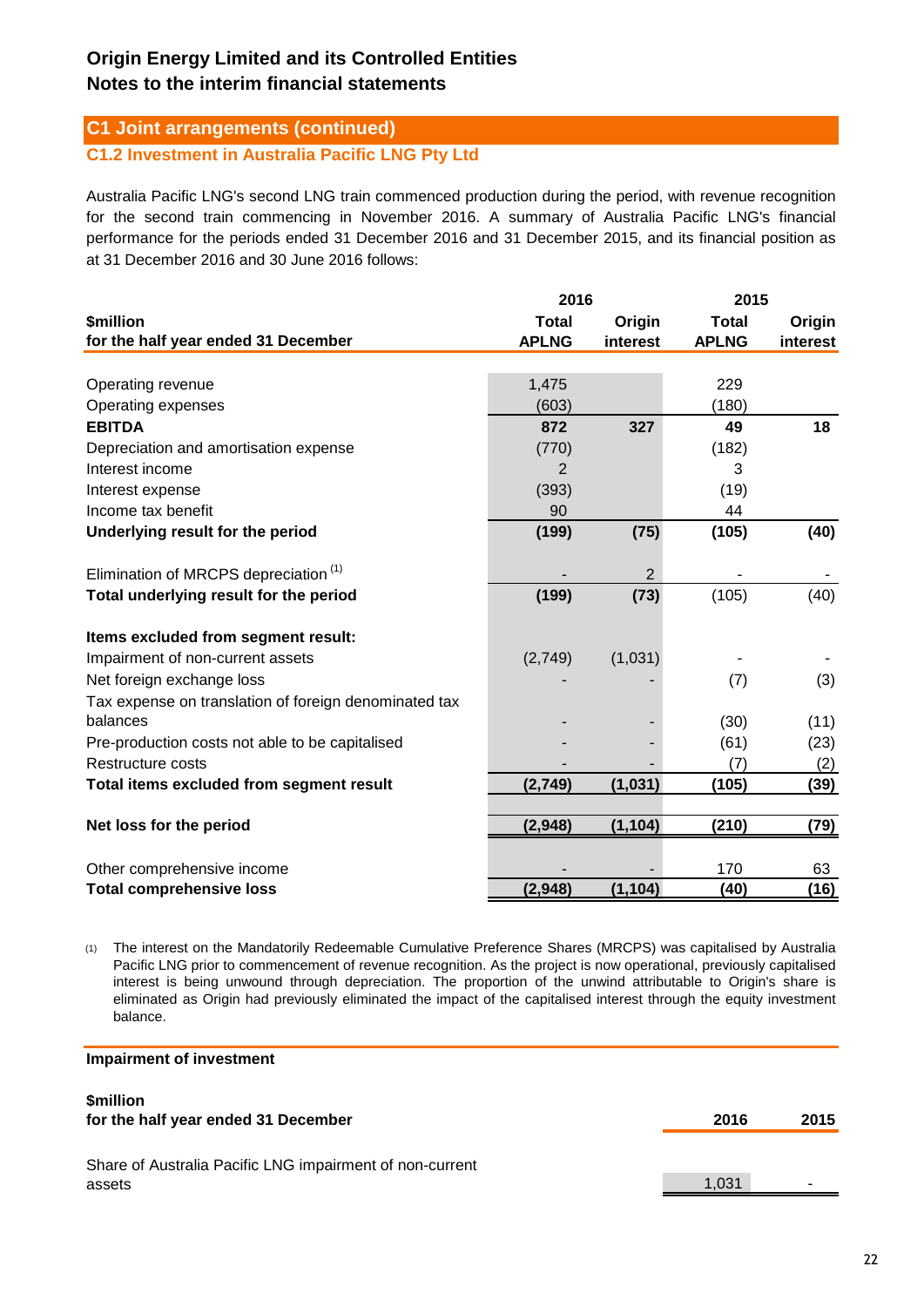# Origin Energy Limited and its Controlled Entities
# Notes to the interim financial statements

## C1 Joint arrangements (continued)

### C1.2 Investment in Australia Pacific LNG Pty Ltd

Australia Pacific LNG's second LNG train commenced production during the period, with revenue recognition for the second train commencing in November 2016. A summary of Australia Pacific LNG's financial performance for the periods ended 31 December 2016 and 31 December 2015, and its financial position as at 31 December 2016 and 30 June 2016 follows:

| $million for the half year ended 31 December | 2016 Total APLNG | 2016 Origin interest | 2015 Total APLNG | 2015 Origin interest |
|---|---|---|---|---|
| Operating revenue | 1,475 | | 229 | |
| Operating expenses | (603) | | (180) | |
| **EBITDA** | **872** | **327** | **49** | **18** |
| Depreciation and amortisation expense | (770) | | (182) | |
| Interest income | 2 | | 3 | |
| Interest expense | (393) | | (19) | |
| Income tax benefit | 90 | | 44 | |
| **Underlying result for the period** | **(199)** | **(75)** | **(105)** | **(40)** |
| Elimination of MRCPS depreciation [1] | - | 2 | - | - |
| **Total underlying result for the period** | **(199)** | **(73)** | (105) | (40) |
| **Items excluded from segment result:** | | | | |
| Impairment of non-current assets | (2,749) | (1,031) | - | - |
| Net foreign exchange loss | - | - | (7) | (3) |
| Tax expense on translation of foreign denominated tax balances | - | - | (30) | (11) |
| Pre-production costs not able to be capitalised | - | - | (61) | (23) |
| Restructure costs | - | - | (7) | (2) |
| **Total items excluded from segment result** | **(2,749)** | **(1,031)** | **(105)** | **(39)** |
| **Net loss for the period** | **(2,948)** | **(1,104)** | **(210)** | **(79)** |
| Other comprehensive income | - | - | 170 | 63 |
| **Total comprehensive loss** | **(2,948)** | **(1,104)** | **(40)** | **(16)** |

(1) The interest on the Mandatorily Redeemable Cumulative Preference Shares (MRCPS) was capitalised by Australia Pacific LNG prior to commencement of revenue recognition. As the project is now operational, previously capitalised interest is being unwound through depreciation. The proportion of the unwind attributable to Origin's share is eliminated as Origin had previously eliminated the impact of the capitalised interest through the equity investment balance.

**Impairment of investment**

| $million for the half year ended 31 December | 2016 | 2015 |
|---|---|---|
| Share of Australia Pacific LNG impairment of non-current assets | 1,031 | - |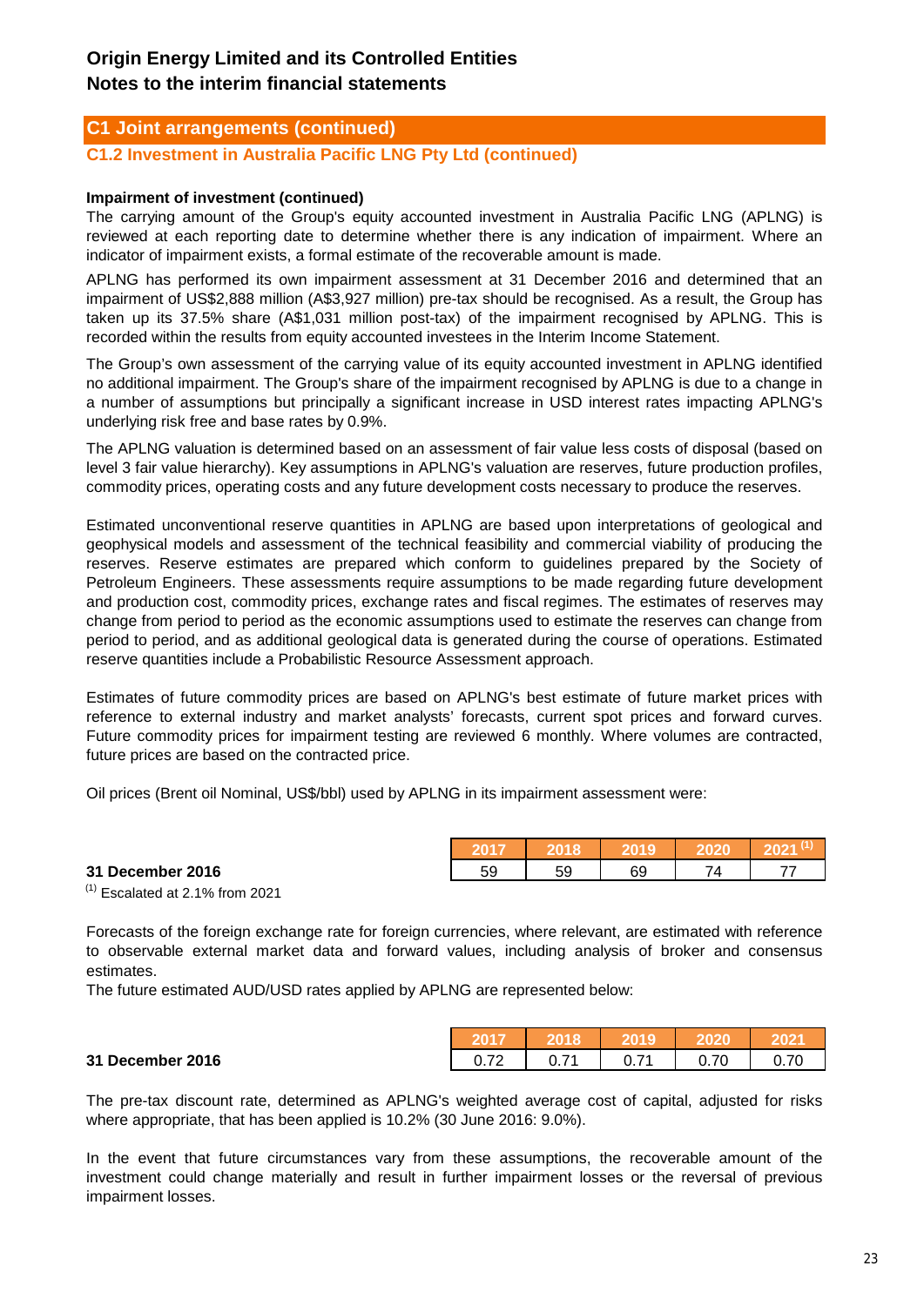# Origin Energy Limited and its Controlled Entities
# Notes to the interim financial statements

## C1 Joint arrangements (continued)

### C1.2 Investment in Australia Pacific LNG Pty Ltd (continued)

**Impairment of investment (continued)**

The carrying amount of the Group's equity accounted investment in Australia Pacific LNG (APLNG) is reviewed at each reporting date to determine whether there is any indication of impairment. Where an indicator of impairment exists, a formal estimate of the recoverable amount is made.

APLNG has performed its own impairment assessment at 31 December 2016 and determined that an impairment of US$2,888 million (A$3,927 million) pre-tax should be recognised. As a result, the Group has taken up its 37.5% share (A$1,031 million post-tax) of the impairment recognised by APLNG. This is recorded within the results from equity accounted investees in the Interim Income Statement.

The Group's own assessment of the carrying value of its equity accounted investment in APLNG identified no additional impairment. The Group's share of the impairment recognised by APLNG is due to a change in a number of assumptions but principally a significant increase in USD interest rates impacting APLNG's underlying risk free and base rates by 0.9%.

The APLNG valuation is determined based on an assessment of fair value less costs of disposal (based on level 3 fair value hierarchy). Key assumptions in APLNG's valuation are reserves, future production profiles, commodity prices, operating costs and any future development costs necessary to produce the reserves.

Estimated unconventional reserve quantities in APLNG are based upon interpretations of geological and geophysical models and assessment of the technical feasibility and commercial viability of producing the reserves. Reserve estimates are prepared which conform to guidelines prepared by the Society of Petroleum Engineers. These assessments require assumptions to be made regarding future development and production cost, commodity prices, exchange rates and fiscal regimes. The estimates of reserves may change from period to period as the economic assumptions used to estimate the reserves can change from period to period, and as additional geological data is generated during the course of operations. Estimated reserve quantities include a Probabilistic Resource Assessment approach.

Estimates of future commodity prices are based on APLNG's best estimate of future market prices with reference to external industry and market analysts' forecasts, current spot prices and forward curves. Future commodity prices for impairment testing are reviewed 6 monthly. Where volumes are contracted, future prices are based on the contracted price.

Oil prices (Brent oil Nominal, US$/bbl) used by APLNG in its impairment assessment were:

| | 2017 | 2018 | 2019 | 2020 | 2021 [(1)] |
|---|---|---|---|---|---|
| **31 December 2016** | 59 | 59 | 69 | 74 | 77 |

[(1)] Escalated at 2.1% from 2021

Forecasts of the foreign exchange rate for foreign currencies, where relevant, are estimated with reference to observable external market data and forward values, including analysis of broker and consensus estimates.
The future estimated AUD/USD rates applied by APLNG are represented below:

| | 2017 | 2018 | 2019 | 2020 | 2021 |
|---|---|---|---|---|---|
| **31 December 2016** | 0.72 | 0.71 | 0.71 | 0.70 | 0.70 |

The pre-tax discount rate, determined as APLNG's weighted average cost of capital, adjusted for risks where appropriate, that has been applied is 10.2% (30 June 2016: 9.0%).

In the event that future circumstances vary from these assumptions, the recoverable amount of the investment could change materially and result in further impairment losses or the reversal of previous impairment losses.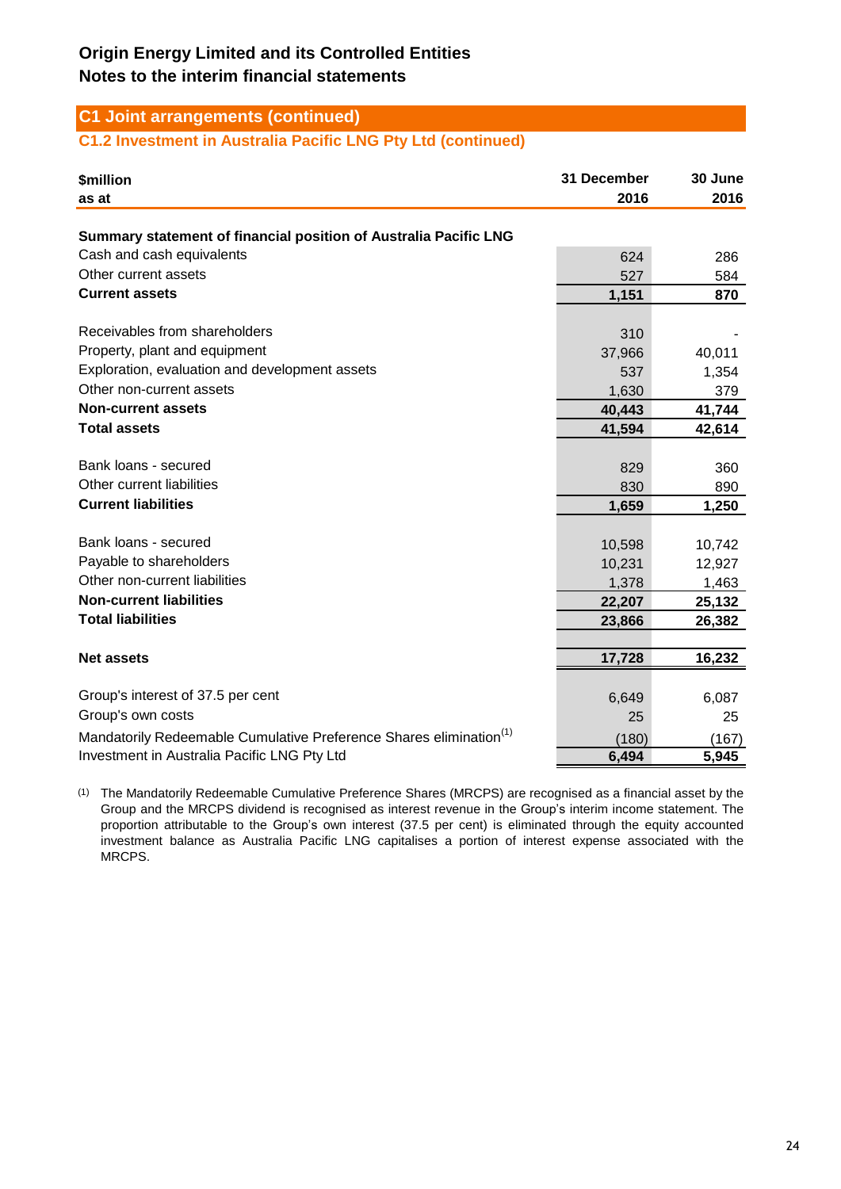## Origin Energy Limited and its Controlled Entities
## Notes to the interim financial statements

### C1 Joint arrangements (continued)

#### C1.2 Investment in Australia Pacific LNG Pty Ltd (continued)

| $million<br>as at | 31 December<br>2016 | 30 June<br>2016 |
|---|---|---|
| **Summary statement of financial position of Australia Pacific LNG** | | |
| Cash and cash equivalents | 624 | 286 |
| Other current assets | 527 | 584 |
| **Current assets** | **1,151** | **870** |
| Receivables from shareholders | 310 | - |
| Property, plant and equipment | 37,966 | 40,011 |
| Exploration, evaluation and development assets | 537 | 1,354 |
| Other non-current assets | 1,630 | 379 |
| **Non-current assets** | **40,443** | **41,744** |
| **Total assets** | **41,594** | **42,614** |
| Bank loans - secured | 829 | 360 |
| Other current liabilities | 830 | 890 |
| **Current liabilities** | **1,659** | **1,250** |
| Bank loans - secured | 10,598 | 10,742 |
| Payable to shareholders | 10,231 | 12,927 |
| Other non-current liabilities | 1,378 | 1,463 |
| **Non-current liabilities** | **22,207** | **25,132** |
| **Total liabilities** | **23,866** | **26,382** |
| **Net assets** | **17,728** | **16,232** |
| Group's interest of 37.5 per cent | 6,649 | 6,087 |
| Group's own costs | 25 | 25 |
| Mandatorily Redeemable Cumulative Preference Shares elimination[1] | (180) | (167) |
| Investment in Australia Pacific LNG Pty Ltd | 6,494 | 5,945 |

(1) The Mandatorily Redeemable Cumulative Preference Shares (MRCPS) are recognised as a financial asset by the Group and the MRCPS dividend is recognised as interest revenue in the Group's interim income statement. The proportion attributable to the Group's own interest (37.5 per cent) is eliminated through the equity accounted investment balance as Australia Pacific LNG capitalises a portion of interest expense associated with the MRCPS.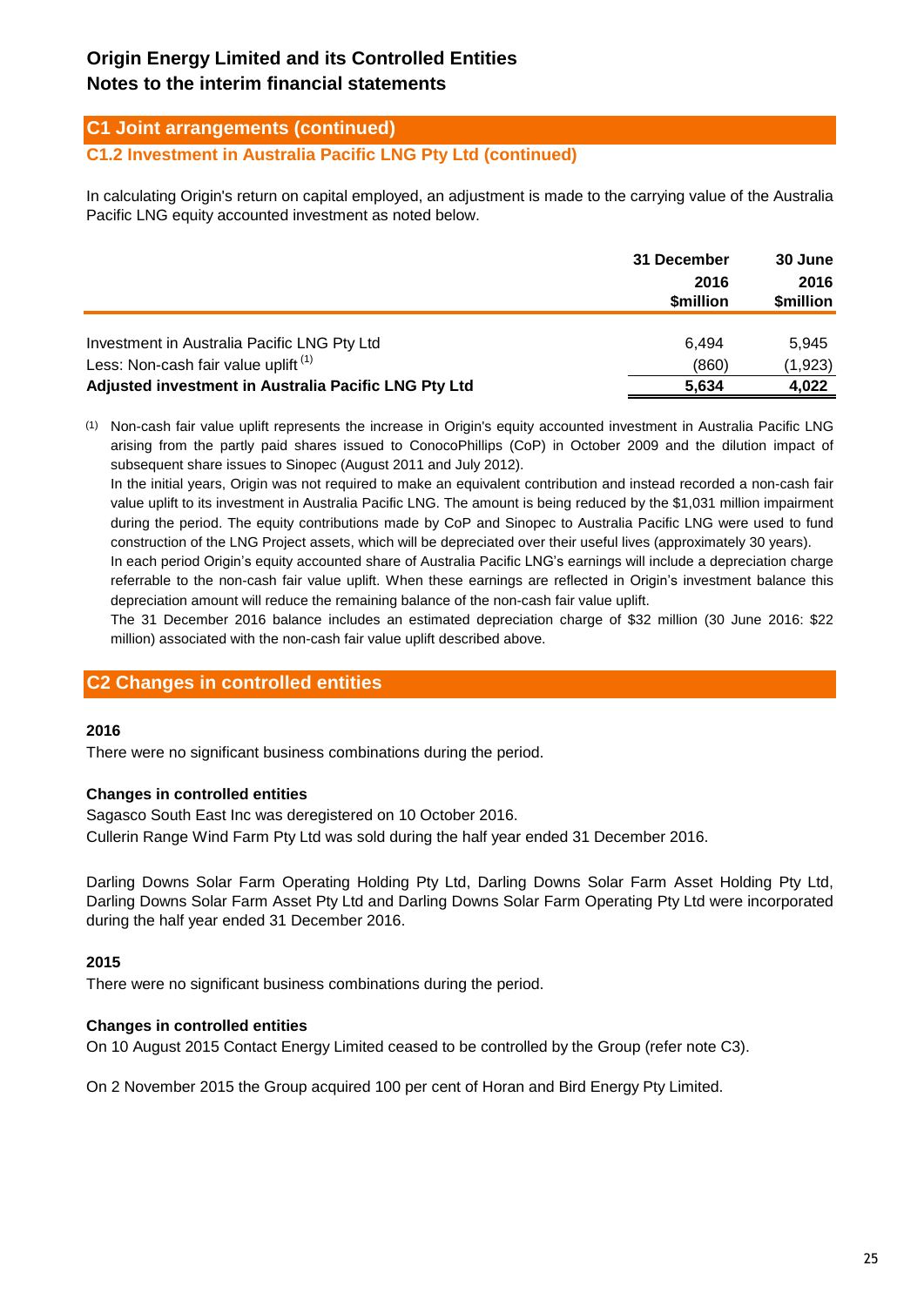# Origin Energy Limited and its Controlled Entities
# Notes to the interim financial statements

## C1 Joint arrangements (continued)

### C1.2 Investment in Australia Pacific LNG Pty Ltd (continued)

In calculating Origin's return on capital employed, an adjustment is made to the carrying value of the Australia Pacific LNG equity accounted investment as noted below.

| | 31 December 2016 $million | 30 June 2016 $million |
|---|---|---|
| Investment in Australia Pacific LNG Pty Ltd | 6,494 | 5,945 |
| Less: Non-cash fair value uplift [1] | (860) | (1,923) |
| **Adjusted investment in Australia Pacific LNG Pty Ltd** | **5,634** | **4,022** |

(1) Non-cash fair value uplift represents the increase in Origin's equity accounted investment in Australia Pacific LNG arising from the partly paid shares issued to ConocoPhillips (CoP) in October 2009 and the dilution impact of subsequent share issues to Sinopec (August 2011 and July 2012).
In the initial years, Origin was not required to make an equivalent contribution and instead recorded a non-cash fair value uplift to its investment in Australia Pacific LNG. The amount is being reduced by the $1,031 million impairment during the period. The equity contributions made by CoP and Sinopec to Australia Pacific LNG were used to fund construction of the LNG Project assets, which will be depreciated over their useful lives (approximately 30 years).
In each period Origin's equity accounted share of Australia Pacific LNG's earnings will include a depreciation charge referrable to the non-cash fair value uplift. When these earnings are reflected in Origin's investment balance this depreciation amount will reduce the remaining balance of the non-cash fair value uplift.
The 31 December 2016 balance includes an estimated depreciation charge of $32 million (30 June 2016: $22 million) associated with the non-cash fair value uplift described above.

## C2 Changes in controlled entities

**2016**

There were no significant business combinations during the period.

**Changes in controlled entities**

Sagasco South East Inc was deregistered on 10 October 2016.
Cullerin Range Wind Farm Pty Ltd was sold during the half year ended 31 December 2016.

Darling Downs Solar Farm Operating Holding Pty Ltd, Darling Downs Solar Farm Asset Holding Pty Ltd, Darling Downs Solar Farm Asset Pty Ltd and Darling Downs Solar Farm Operating Pty Ltd were incorporated during the half year ended 31 December 2016.

**2015**

There were no significant business combinations during the period.

**Changes in controlled entities**

On 10 August 2015 Contact Energy Limited ceased to be controlled by the Group (refer note C3).

On 2 November 2015 the Group acquired 100 per cent of Horan and Bird Energy Pty Limited.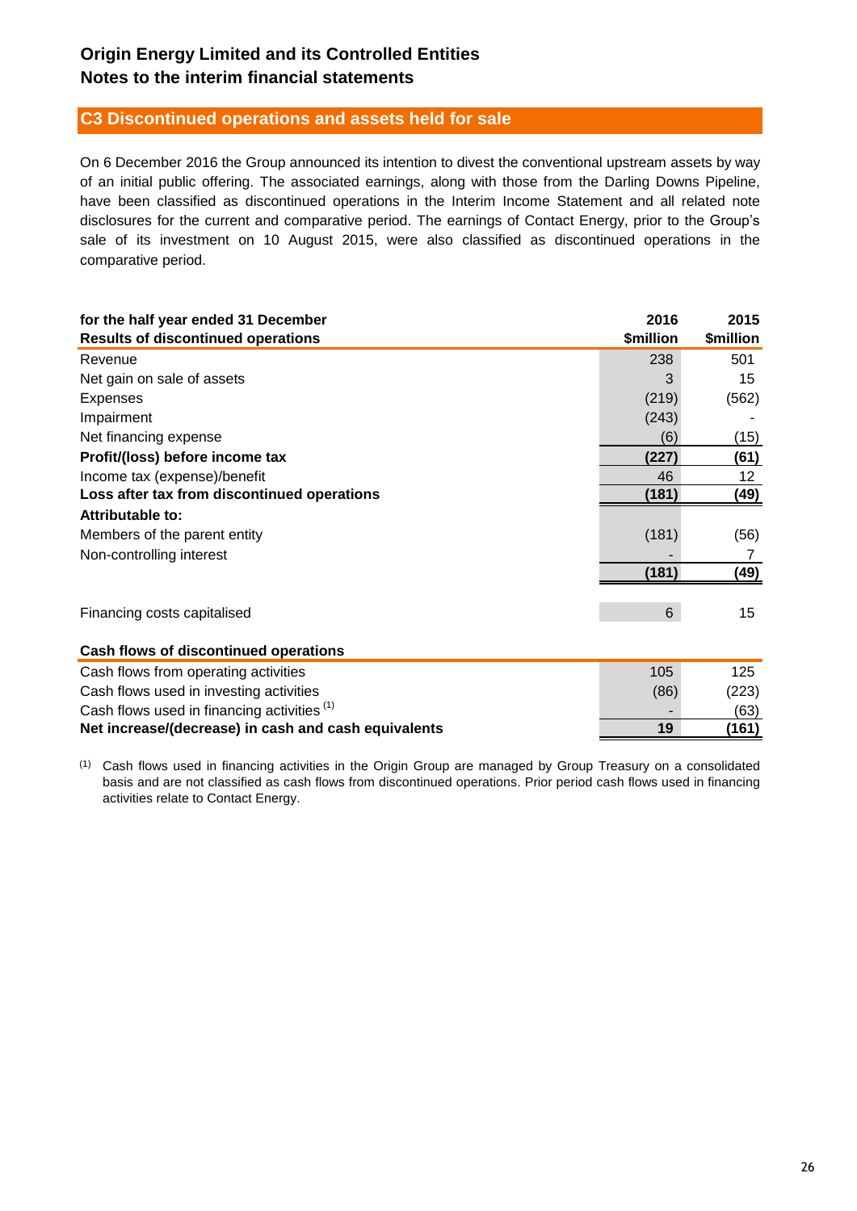# Origin Energy Limited and its Controlled Entities
## Notes to the interim financial statements

### C3 Discontinued operations and assets held for sale

On 6 December 2016 the Group announced its intention to divest the conventional upstream assets by way of an initial public offering. The associated earnings, along with those from the Darling Downs Pipeline, have been classified as discontinued operations in the Interim Income Statement and all related note disclosures for the current and comparative period. The earnings of Contact Energy, prior to the Group's sale of its investment on 10 August 2015, were also classified as discontinued operations in the comparative period.

| for the half year ended 31 December | 2016 | 2015 |
|---|---|---|
| **Results of discontinued operations** | **$million** | **$million** |
| Revenue | 238 | 501 |
| Net gain on sale of assets | 3 | 15 |
| Expenses | (219) | (562) |
| Impairment | (243) | - |
| Net financing expense | (6) | (15) |
| **Profit/(loss) before income tax** | **(227)** | **(61)** |
| Income tax (expense)/benefit | 46 | 12 |
| **Loss after tax from discontinued operations** | **(181)** | **(49)** |
| **Attributable to:** | | |
| Members of the parent entity | (181) | (56) |
| Non-controlling interest | - | 7 |
| | **(181)** | **(49)** |
| | | |
| Financing costs capitalised | 6 | 15 |

| **Cash flows of discontinued operations** | | |
|---|---|---|
| Cash flows from operating activities | 105 | 125 |
| Cash flows used in investing activities | (86) | (223) |
| Cash flows used in financing activities [(1)] | - | (63) |
| **Net increase/(decrease) in cash and cash equivalents** | **19** | **(161)** |

(1) Cash flows used in financing activities in the Origin Group are managed by Group Treasury on a consolidated basis and are not classified as cash flows from discontinued operations. Prior period cash flows used in financing activities relate to Contact Energy.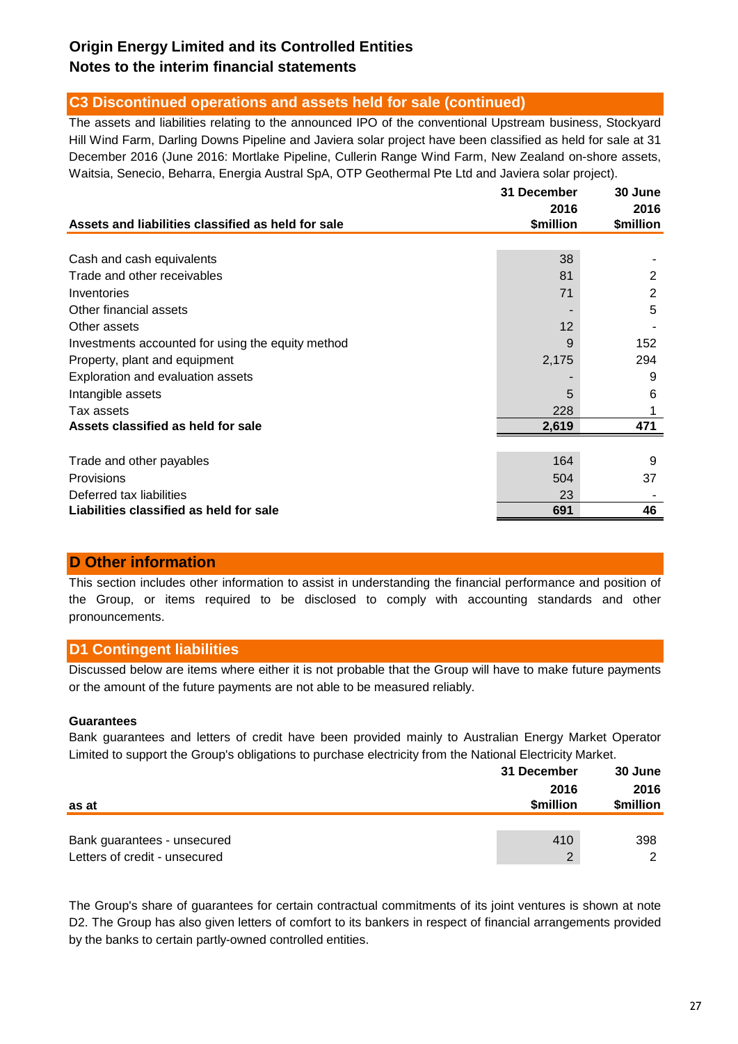# Origin Energy Limited and its Controlled Entities
## Notes to the interim financial statements

## C3 Discontinued operations and assets held for sale (continued)

The assets and liabilities relating to the announced IPO of the conventional Upstream business, Stockyard Hill Wind Farm, Darling Downs Pipeline and Javiera solar project have been classified as held for sale at 31 December 2016 (June 2016: Mortlake Pipeline, Cullerin Range Wind Farm, New Zealand on-shore assets, Waitsia, Senecio, Beharra, Energia Austral SpA, OTP Geothermal Pte Ltd and Javiera solar project).

| Assets and liabilities classified as held for sale | 31 December 2016 $million | 30 June 2016 $million |
|---|---|---|
| Cash and cash equivalents | 38 | - |
| Trade and other receivables | 81 | 2 |
| Inventories | 71 | 2 |
| Other financial assets | - | 5 |
| Other assets | 12 | - |
| Investments accounted for using the equity method | 9 | 152 |
| Property, plant and equipment | 2,175 | 294 |
| Exploration and evaluation assets | - | 9 |
| Intangible assets | 5 | 6 |
| Tax assets | 228 | 1 |
| **Assets classified as held for sale** | **2,619** | **471** |
| | | |
| Trade and other payables | 164 | 9 |
| Provisions | 504 | 37 |
| Deferred tax liabilities | 23 | - |
| **Liabilities classified as held for sale** | **691** | **46** |

## D Other information

This section includes other information to assist in understanding the financial performance and position of the Group, or items required to be disclosed to comply with accounting standards and other pronouncements.

## D1 Contingent liabilities

Discussed below are items where either it is not probable that the Group will have to make future payments or the amount of the future payments are not able to be measured reliably.

**Guarantees**

Bank guarantees and letters of credit have been provided mainly to Australian Energy Market Operator Limited to support the Group's obligations to purchase electricity from the National Electricity Market.

| as at | 31 December 2016 $million | 30 June 2016 $million |
|---|---|---|
| Bank guarantees - unsecured | 410 | 398 |
| Letters of credit - unsecured | 2 | 2 |

The Group's share of guarantees for certain contractual commitments of its joint ventures is shown at note D2. The Group has also given letters of comfort to its bankers in respect of financial arrangements provided by the banks to certain partly-owned controlled entities.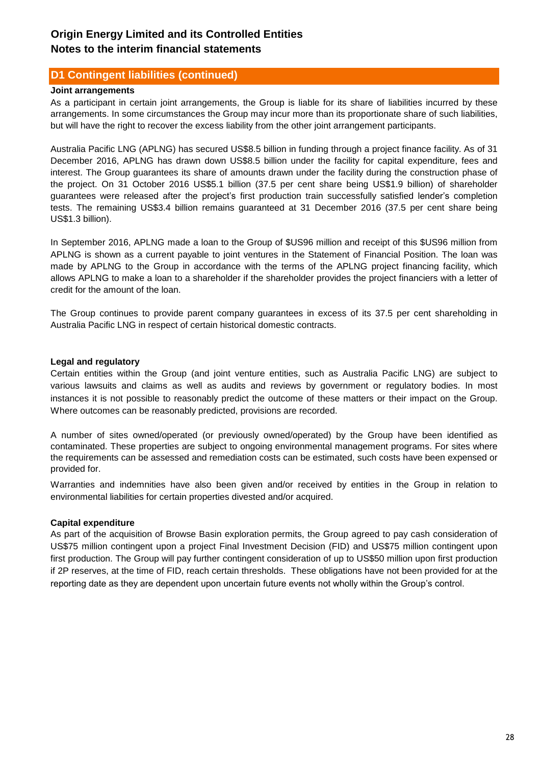## D1 Contingent liabilities (continued)

**Joint arrangements**

As a participant in certain joint arrangements, the Group is liable for its share of liabilities incurred by these arrangements. In some circumstances the Group may incur more than its proportionate share of such liabilities, but will have the right to recover the excess liability from the other joint arrangement participants.

Australia Pacific LNG (APLNG) has secured US$8.5 billion in funding through a project finance facility. As of 31 December 2016, APLNG has drawn down US$8.5 billion under the facility for capital expenditure, fees and interest. The Group guarantees its share of amounts drawn under the facility during the construction phase of the project. On 31 October 2016 US$5.1 billion (37.5 per cent share being US$1.9 billion) of shareholder guarantees were released after the project's first production train successfully satisfied lender's completion tests. The remaining US$3.4 billion remains guaranteed at 31 December 2016 (37.5 per cent share being US$1.3 billion).

In September 2016, APLNG made a loan to the Group of $US96 million and receipt of this $US96 million from APLNG is shown as a current payable to joint ventures in the Statement of Financial Position. The loan was made by APLNG to the Group in accordance with the terms of the APLNG project financing facility, which allows APLNG to make a loan to a shareholder if the shareholder provides the project financiers with a letter of credit for the amount of the loan.

The Group continues to provide parent company guarantees in excess of its 37.5 per cent shareholding in Australia Pacific LNG in respect of certain historical domestic contracts.

**Legal and regulatory**

Certain entities within the Group (and joint venture entities, such as Australia Pacific LNG) are subject to various lawsuits and claims as well as audits and reviews by government or regulatory bodies. In most instances it is not possible to reasonably predict the outcome of these matters or their impact on the Group. Where outcomes can be reasonably predicted, provisions are recorded.

A number of sites owned/operated (or previously owned/operated) by the Group have been identified as contaminated. These properties are subject to ongoing environmental management programs. For sites where the requirements can be assessed and remediation costs can be estimated, such costs have been expensed or provided for.

Warranties and indemnities have also been given and/or received by entities in the Group in relation to environmental liabilities for certain properties divested and/or acquired.

**Capital expenditure**

As part of the acquisition of Browse Basin exploration permits, the Group agreed to pay cash consideration of US$75 million contingent upon a project Final Investment Decision (FID) and US$75 million contingent upon first production. The Group will pay further contingent consideration of up to US$50 million upon first production if 2P reserves, at the time of FID, reach certain thresholds. These obligations have not been provided for at the reporting date as they are dependent upon uncertain future events not wholly within the Group's control.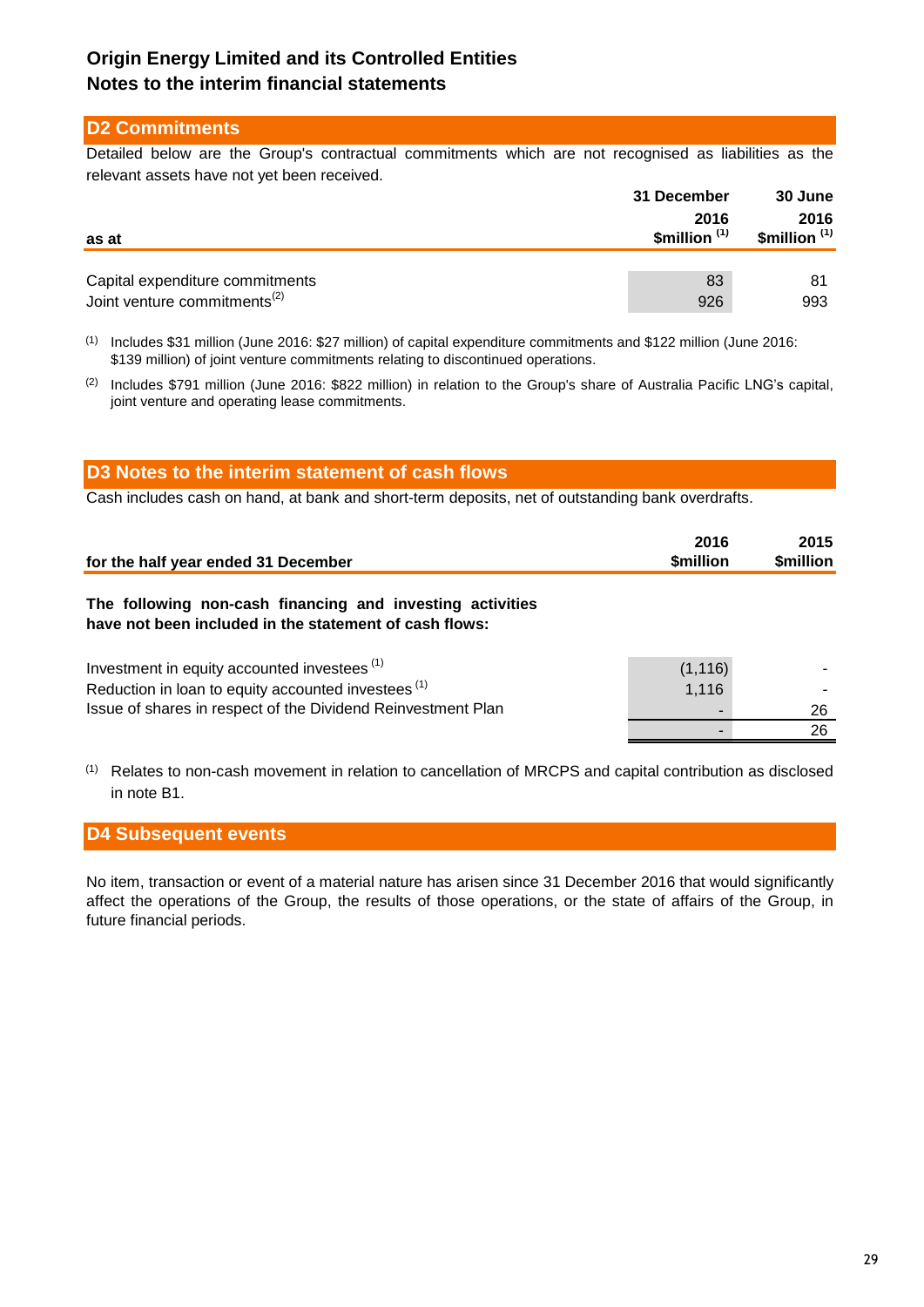**Origin Energy Limited and its Controlled Entities**
**Notes to the interim financial statements**

## D2 Commitments

Detailed below are the Group's contractual commitments which are not recognised as liabilities as the relevant assets have not yet been received.

| as at | 31 December 2016 $million [1] | 30 June 2016 $million [1] |
|---|---|---|
| Capital expenditure commitments | 83 | 81 |
| Joint venture commitments[2] | 926 | 993 |

[1] Includes $31 million (June 2016: $27 million) of capital expenditure commitments and $122 million (June 2016: $139 million) of joint venture commitments relating to discontinued operations.

[2] Includes $791 million (June 2016: $822 million) in relation to the Group's share of Australia Pacific LNG's capital, joint venture and operating lease commitments.

## D3 Notes to the interim statement of cash flows

Cash includes cash on hand, at bank and short-term deposits, net of outstanding bank overdrafts.

| for the half year ended 31 December | 2016 $million | 2015 $million |
|---|---|---|
| **The following non-cash financing and investing activities have not been included in the statement of cash flows:** | | |
| Investment in equity accounted investees [1] | (1,116) | - |
| Reduction in loan to equity accounted investees [1] | 1,116 | - |
| Issue of shares in respect of the Dividend Reinvestment Plan | - | 26 |
| | - | 26 |

[1] Relates to non-cash movement in relation to cancellation of MRCPS and capital contribution as disclosed in note B1.

## D4 Subsequent events

No item, transaction or event of a material nature has arisen since 31 December 2016 that would significantly affect the operations of the Group, the results of those operations, or the state of affairs of the Group, in future financial periods.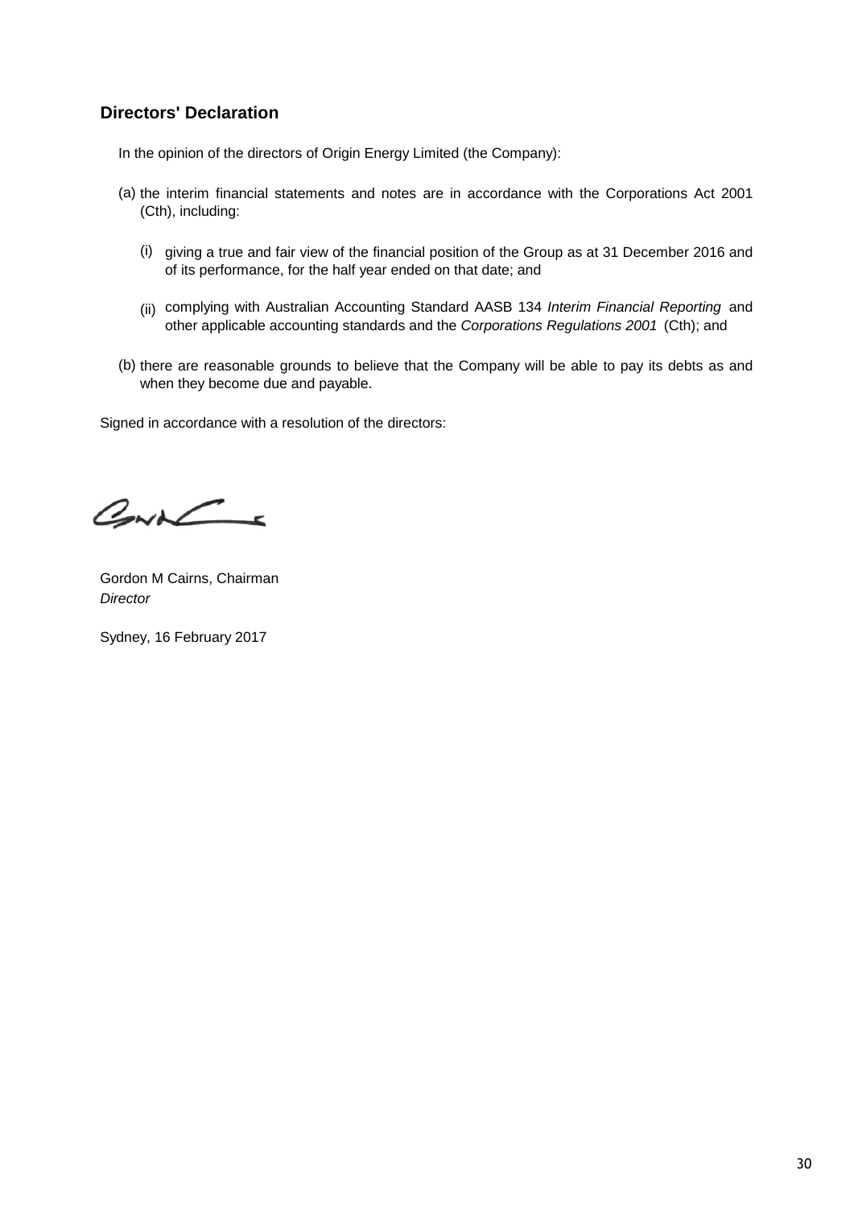## Directors' Declaration

In the opinion of the directors of Origin Energy Limited (the Company):

(a) the interim financial statements and notes are in accordance with the Corporations Act 2001 (Cth), including:

  (i) giving a true and fair view of the financial position of the Group as at 31 December 2016 and of its performance, for the half year ended on that date; and

  (ii) complying with Australian Accounting Standard AASB 134 *Interim Financial Reporting* and other applicable accounting standards and the *Corporations Regulations 2001* (Cth); and

(b) there are reasonable grounds to believe that the Company will be able to pay its debts as and when they become due and payable.

Signed in accordance with a resolution of the directors:

Gordon M Cairns, Chairman
*Director*

Sydney, 16 February 2017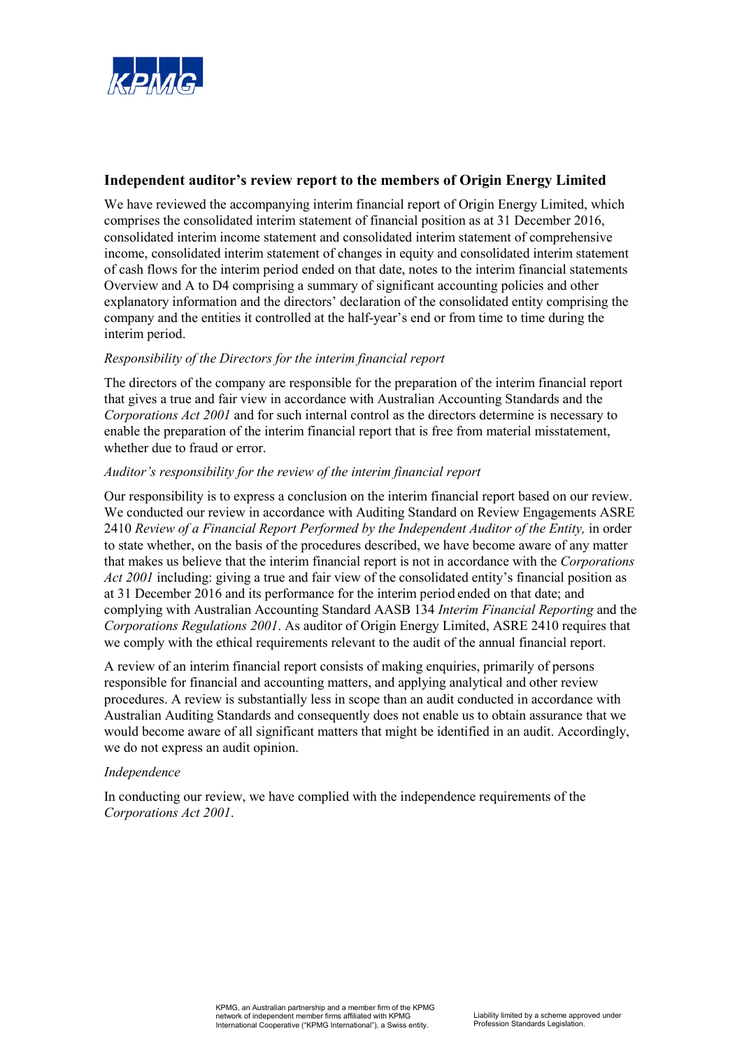## Independent auditor's review report to the members of Origin Energy Limited

We have reviewed the accompanying interim financial report of Origin Energy Limited, which comprises the consolidated interim statement of financial position as at 31 December 2016, consolidated interim income statement and consolidated interim statement of comprehensive income, consolidated interim statement of changes in equity and consolidated interim statement of cash flows for the interim period ended on that date, notes to the interim financial statements Overview and A to D4 comprising a summary of significant accounting policies and other explanatory information and the directors' declaration of the consolidated entity comprising the company and the entities it controlled at the half-year's end or from time to time during the interim period.

*Responsibility of the Directors for the interim financial report*

The directors of the company are responsible for the preparation of the interim financial report that gives a true and fair view in accordance with Australian Accounting Standards and the *Corporations Act 2001* and for such internal control as the directors determine is necessary to enable the preparation of the interim financial report that is free from material misstatement, whether due to fraud or error.

*Auditor's responsibility for the review of the interim financial report*

Our responsibility is to express a conclusion on the interim financial report based on our review. We conducted our review in accordance with Auditing Standard on Review Engagements ASRE 2410 *Review of a Financial Report Performed by the Independent Auditor of the Entity,* in order to state whether, on the basis of the procedures described, we have become aware of any matter that makes us believe that the interim financial report is not in accordance with the *Corporations Act 2001* including: giving a true and fair view of the consolidated entity's financial position as at 31 December 2016 and its performance for the interim period ended on that date; and complying with Australian Accounting Standard AASB 134 *Interim Financial Reporting* and the *Corporations Regulations 2001*. As auditor of Origin Energy Limited, ASRE 2410 requires that we comply with the ethical requirements relevant to the audit of the annual financial report.

A review of an interim financial report consists of making enquiries, primarily of persons responsible for financial and accounting matters, and applying analytical and other review procedures. A review is substantially less in scope than an audit conducted in accordance with Australian Auditing Standards and consequently does not enable us to obtain assurance that we would become aware of all significant matters that might be identified in an audit. Accordingly, we do not express an audit opinion.

*Independence*

In conducting our review, we have complied with the independence requirements of the *Corporations Act 2001*.

KPMG, an Australian partnership and a member firm of the KPMG network of independent member firms affiliated with KPMG International Cooperative ("KPMG International"), a Swiss entity.

Liability limited by a scheme approved under Profession Standards Legislation.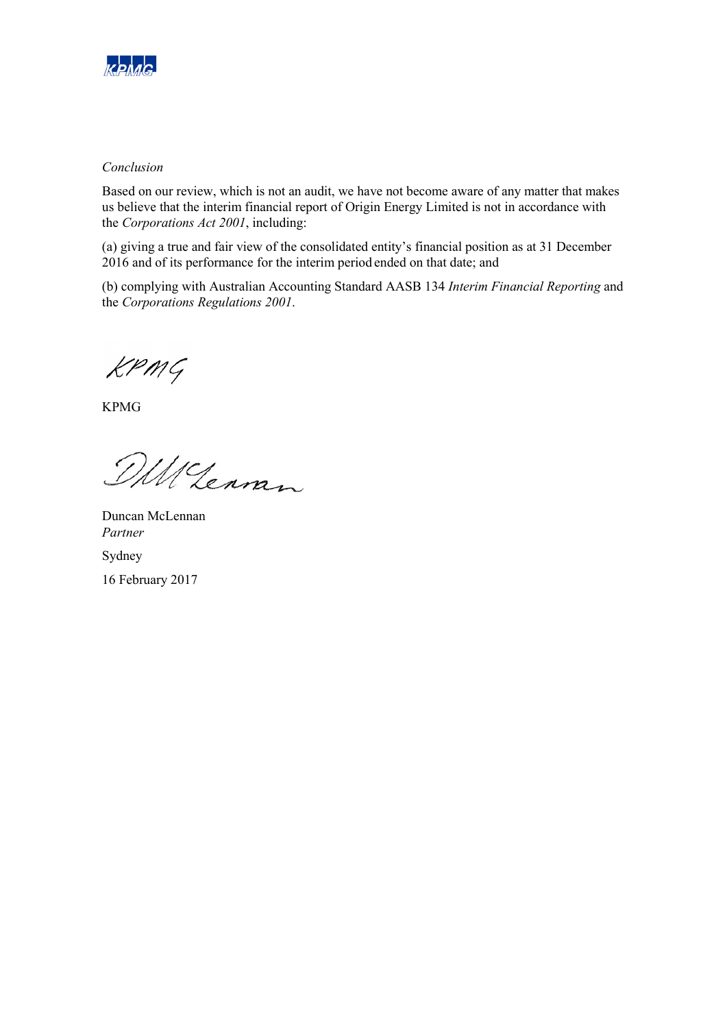*Conclusion*

Based on our review, which is not an audit, we have not become aware of any matter that makes us believe that the interim financial report of Origin Energy Limited is not in accordance with the *Corporations Act 2001*, including:

(a) giving a true and fair view of the consolidated entity's financial position as at 31 December 2016 and of its performance for the interim period ended on that date; and

(b) complying with Australian Accounting Standard AASB 134 *Interim Financial Reporting* and the *Corporations Regulations 2001*.

KPMG

Duncan McLennan
*Partner*

Sydney

16 February 2017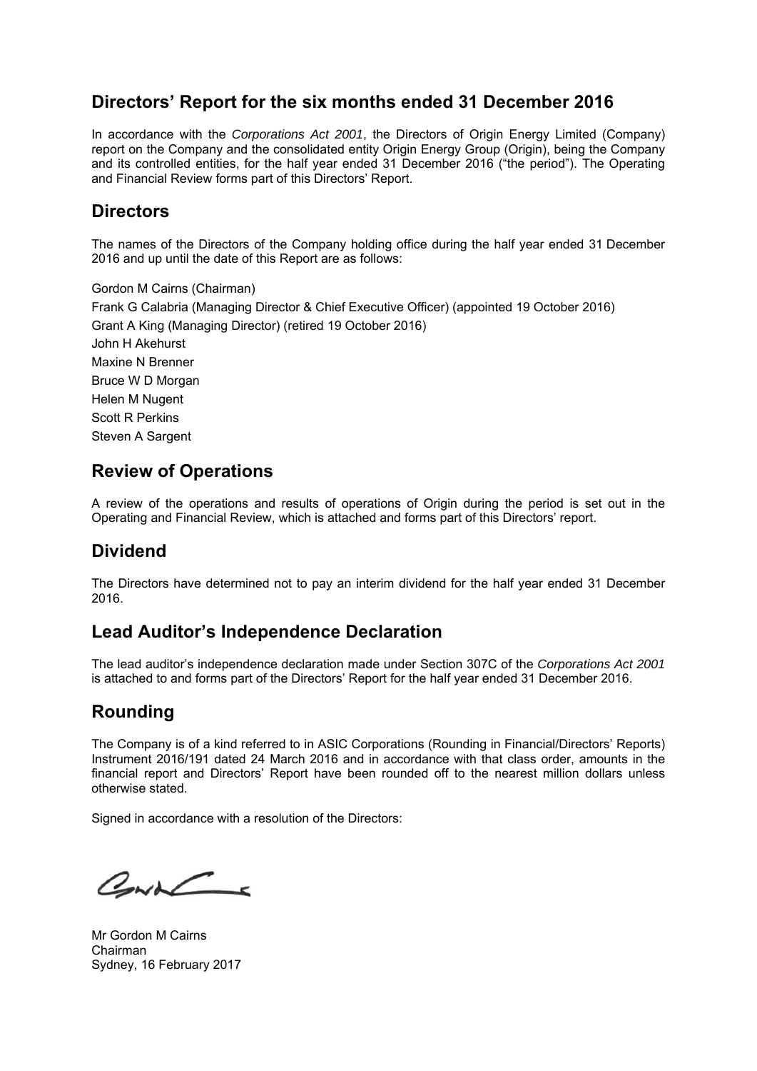# Directors' Report for the six months ended 31 December 2016

In accordance with the *Corporations Act 2001*, the Directors of Origin Energy Limited (Company) report on the Company and the consolidated entity Origin Energy Group (Origin), being the Company and its controlled entities, for the half year ended 31 December 2016 ("the period"). The Operating and Financial Review forms part of this Directors' Report.

## Directors

The names of the Directors of the Company holding office during the half year ended 31 December 2016 and up until the date of this Report are as follows:

Gordon M Cairns (Chairman)
Frank G Calabria (Managing Director & Chief Executive Officer) (appointed 19 October 2016)
Grant A King (Managing Director) (retired 19 October 2016)
John H Akehurst
Maxine N Brenner
Bruce W D Morgan
Helen M Nugent
Scott R Perkins
Steven A Sargent

## Review of Operations

A review of the operations and results of operations of Origin during the period is set out in the Operating and Financial Review, which is attached and forms part of this Directors' report.

## Dividend

The Directors have determined not to pay an interim dividend for the half year ended 31 December 2016.

## Lead Auditor's Independence Declaration

The lead auditor's independence declaration made under Section 307C of the *Corporations Act 2001* is attached to and forms part of the Directors' Report for the half year ended 31 December 2016.

## Rounding

The Company is of a kind referred to in ASIC Corporations (Rounding in Financial/Directors' Reports) Instrument 2016/191 dated 24 March 2016 and in accordance with that class order, amounts in the financial report and Directors' Report have been rounded off to the nearest million dollars unless otherwise stated.

Signed in accordance with a resolution of the Directors:

Mr Gordon M Cairns
Chairman
Sydney, 16 February 2017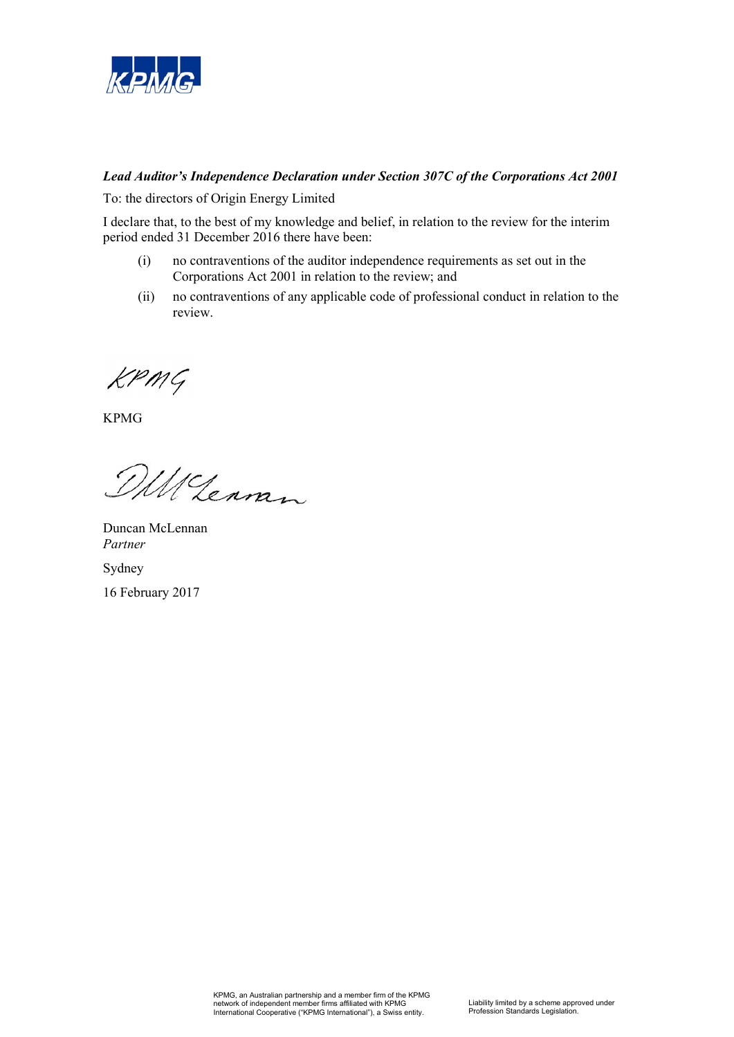***Lead Auditor's Independence Declaration under Section 307C of the Corporations Act 2001***

To: the directors of Origin Energy Limited

I declare that, to the best of my knowledge and belief, in relation to the review for the interim period ended 31 December 2016 there have been:

(i) no contraventions of the auditor independence requirements as set out in the Corporations Act 2001 in relation to the review; and

(ii) no contraventions of any applicable code of professional conduct in relation to the review.

KPMG

KPMG

Duncan McLennan
*Partner*

Sydney

16 February 2017

KPMG, an Australian partnership and a member firm of the KPMG network of independent member firms affiliated with KPMG International Cooperative ("KPMG International"), a Swiss entity.

Liability limited by a scheme approved under Profession Standards Legislation.